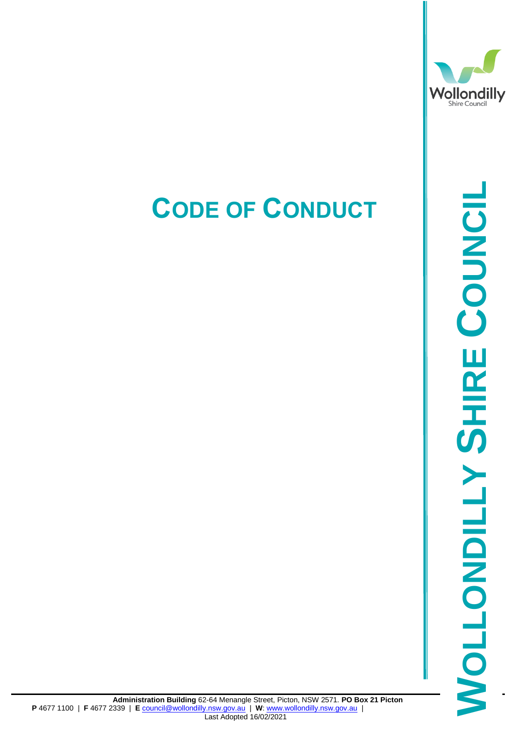# Code of Conduct

**Wollondilly Shire Council**

**Administration Building** 62-64 Menangle Street, Picton, NSW 2571. **PO Box 21 Picton**
**P** 4677 1100 | **F** 4677 2339 | **E** council@wollondilly.nsw.gov.au | **W**: www.wollondilly.nsw.gov.au |
Last Adopted 16/02/2021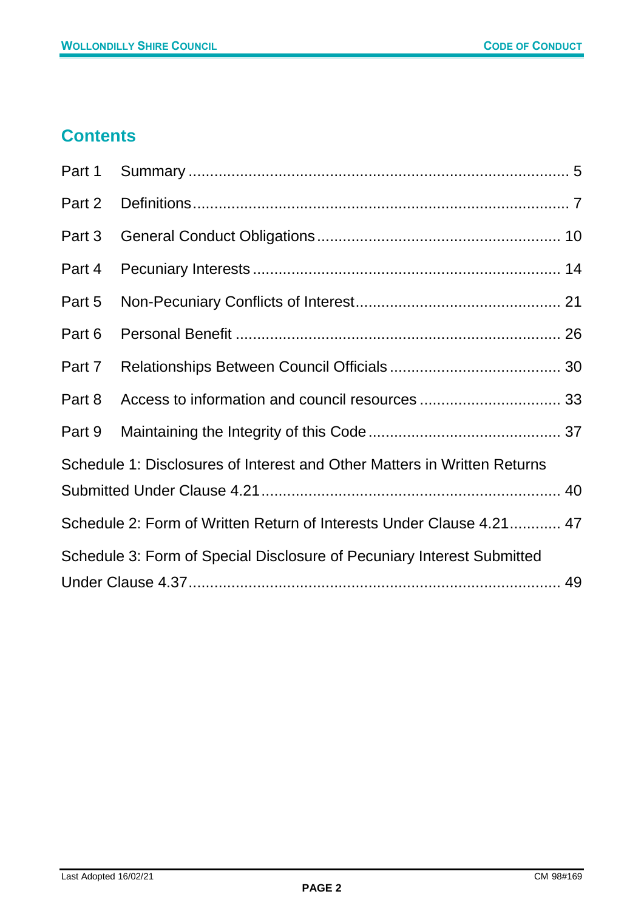## Contents

| | | |
|---|---|---|
| Part 1 | Summary | 5 |
| Part 2 | Definitions | 7 |
| Part 3 | General Conduct Obligations | 10 |
| Part 4 | Pecuniary Interests | 14 |
| Part 5 | Non-Pecuniary Conflicts of Interest | 21 |
| Part 6 | Personal Benefit | 26 |
| Part 7 | Relationships Between Council Officials | 30 |
| Part 8 | Access to information and council resources | 33 |
| Part 9 | Maintaining the Integrity of this Code | 37 |

Schedule 1: Disclosures of Interest and Other Matters in Written Returns Submitted Under Clause 4.21 ..... 40

Schedule 2: Form of Written Return of Interests Under Clause 4.21 ..... 47

Schedule 3: Form of Special Disclosure of Pecuniary Interest Submitted Under Clause 4.37 ..... 49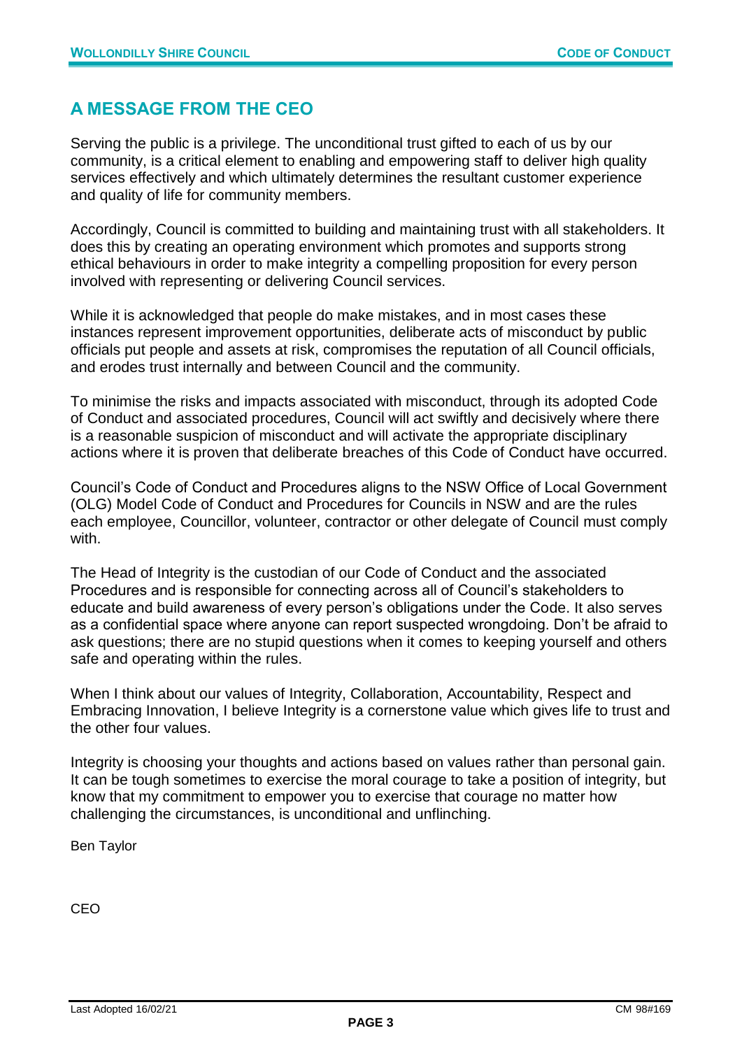## A MESSAGE FROM THE CEO

Serving the public is a privilege. The unconditional trust gifted to each of us by our community, is a critical element to enabling and empowering staff to deliver high quality services effectively and which ultimately determines the resultant customer experience and quality of life for community members.

Accordingly, Council is committed to building and maintaining trust with all stakeholders. It does this by creating an operating environment which promotes and supports strong ethical behaviours in order to make integrity a compelling proposition for every person involved with representing or delivering Council services.

While it is acknowledged that people do make mistakes, and in most cases these instances represent improvement opportunities, deliberate acts of misconduct by public officials put people and assets at risk, compromises the reputation of all Council officials, and erodes trust internally and between Council and the community.

To minimise the risks and impacts associated with misconduct, through its adopted Code of Conduct and associated procedures, Council will act swiftly and decisively where there is a reasonable suspicion of misconduct and will activate the appropriate disciplinary actions where it is proven that deliberate breaches of this Code of Conduct have occurred.

Council's Code of Conduct and Procedures aligns to the NSW Office of Local Government (OLG) Model Code of Conduct and Procedures for Councils in NSW and are the rules each employee, Councillor, volunteer, contractor or other delegate of Council must comply with.

The Head of Integrity is the custodian of our Code of Conduct and the associated Procedures and is responsible for connecting across all of Council's stakeholders to educate and build awareness of every person's obligations under the Code. It also serves as a confidential space where anyone can report suspected wrongdoing. Don't be afraid to ask questions; there are no stupid questions when it comes to keeping yourself and others safe and operating within the rules.

When I think about our values of Integrity, Collaboration, Accountability, Respect and Embracing Innovation, I believe Integrity is a cornerstone value which gives life to trust and the other four values.

Integrity is choosing your thoughts and actions based on values rather than personal gain. It can be tough sometimes to exercise the moral courage to take a position of integrity, but know that my commitment to empower you to exercise that courage no matter how challenging the circumstances, is unconditional and unflinching.

Ben Taylor

CEO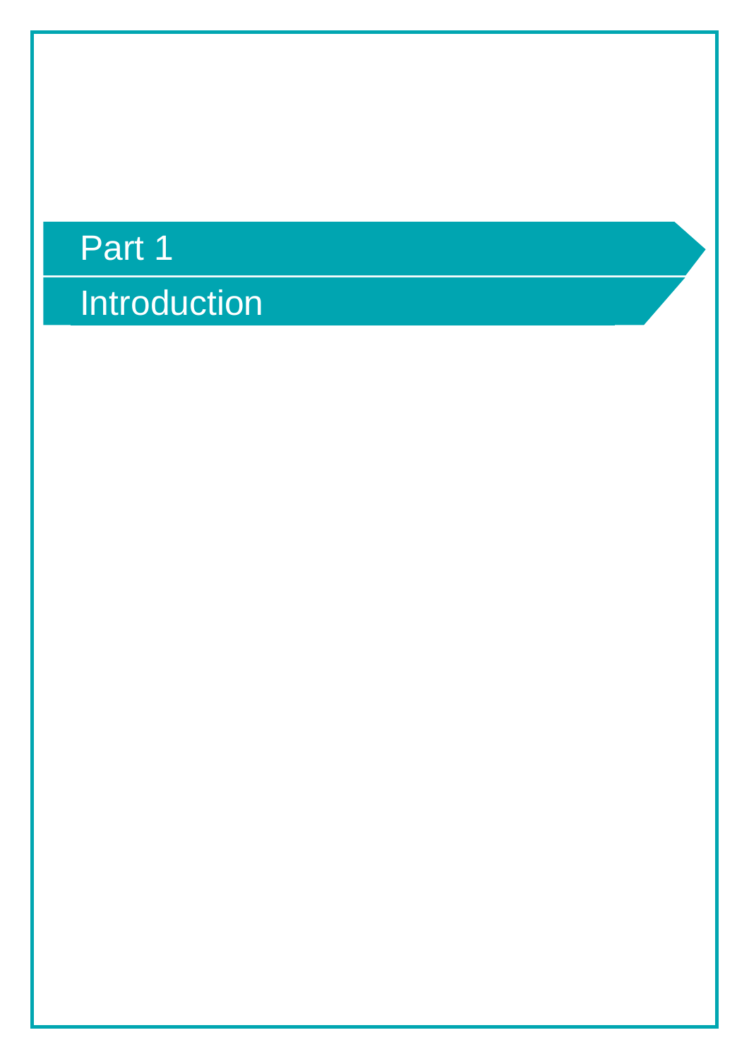# Part 1

# Introduction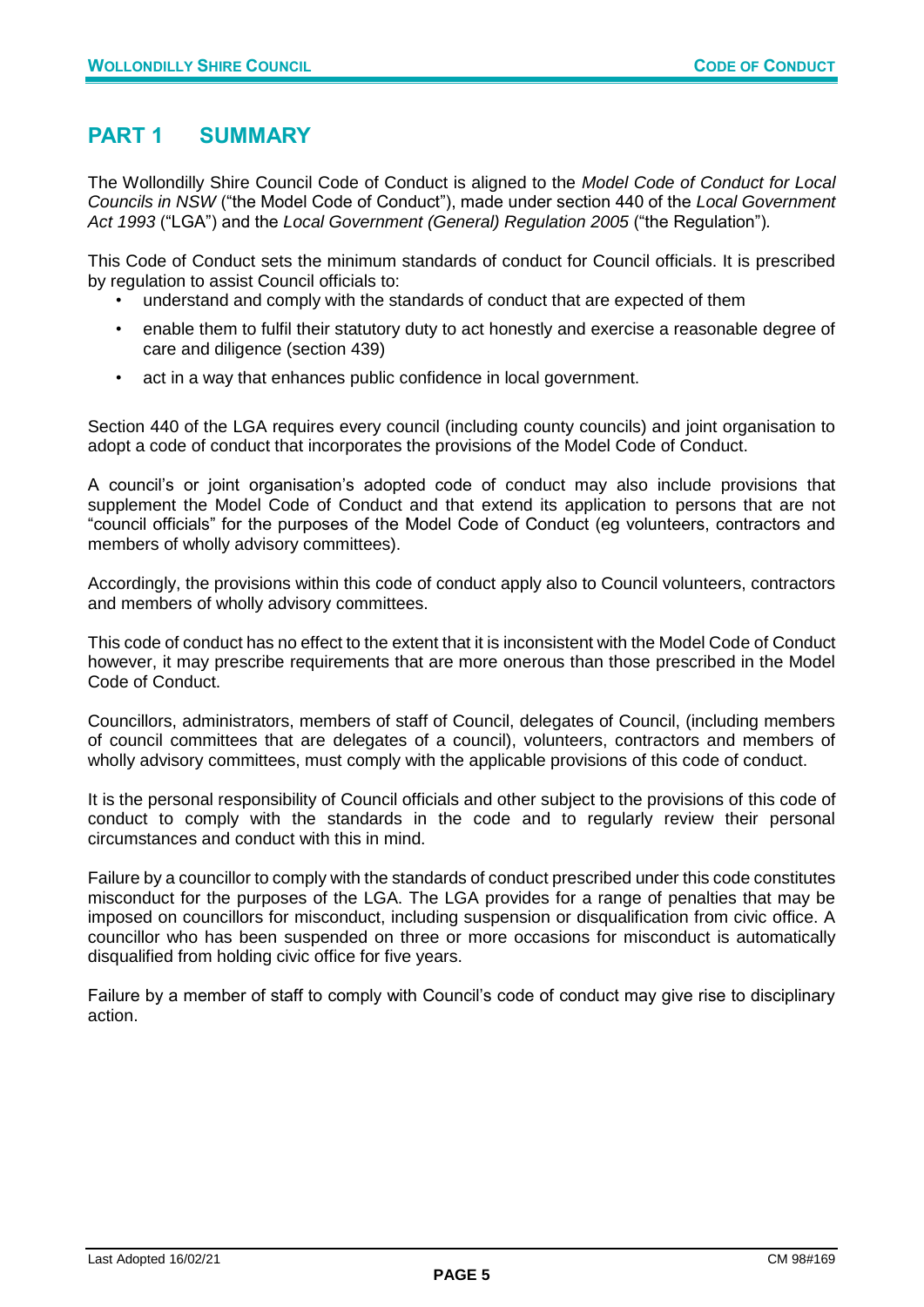# PART 1 SUMMARY

The Wollondilly Shire Council Code of Conduct is aligned to the *Model Code of Conduct for Local Councils in NSW* ("the Model Code of Conduct"), made under section 440 of the *Local Government Act 1993* ("LGA") and the *Local Government (General) Regulation 2005* ("the Regulation").

This Code of Conduct sets the minimum standards of conduct for Council officials. It is prescribed by regulation to assist Council officials to:

- understand and comply with the standards of conduct that are expected of them
- enable them to fulfil their statutory duty to act honestly and exercise a reasonable degree of care and diligence (section 439)
- act in a way that enhances public confidence in local government.

Section 440 of the LGA requires every council (including county councils) and joint organisation to adopt a code of conduct that incorporates the provisions of the Model Code of Conduct.

A council's or joint organisation's adopted code of conduct may also include provisions that supplement the Model Code of Conduct and that extend its application to persons that are not "council officials" for the purposes of the Model Code of Conduct (eg volunteers, contractors and members of wholly advisory committees).

Accordingly, the provisions within this code of conduct apply also to Council volunteers, contractors and members of wholly advisory committees.

This code of conduct has no effect to the extent that it is inconsistent with the Model Code of Conduct however, it may prescribe requirements that are more onerous than those prescribed in the Model Code of Conduct.

Councillors, administrators, members of staff of Council, delegates of Council, (including members of council committees that are delegates of a council), volunteers, contractors and members of wholly advisory committees, must comply with the applicable provisions of this code of conduct.

It is the personal responsibility of Council officials and other subject to the provisions of this code of conduct to comply with the standards in the code and to regularly review their personal circumstances and conduct with this in mind.

Failure by a councillor to comply with the standards of conduct prescribed under this code constitutes misconduct for the purposes of the LGA. The LGA provides for a range of penalties that may be imposed on councillors for misconduct, including suspension or disqualification from civic office. A councillor who has been suspended on three or more occasions for misconduct is automatically disqualified from holding civic office for five years.

Failure by a member of staff to comply with Council's code of conduct may give rise to disciplinary action.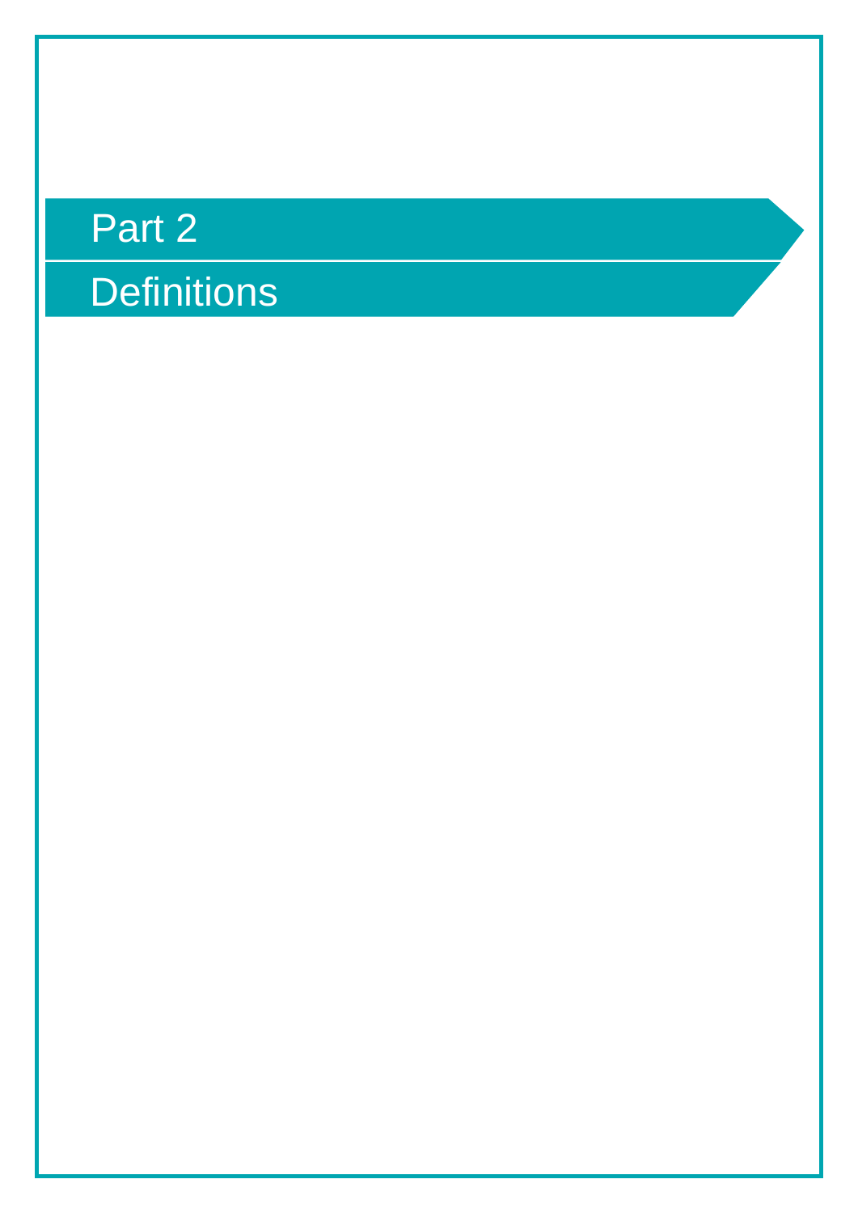# Part 2

## Definitions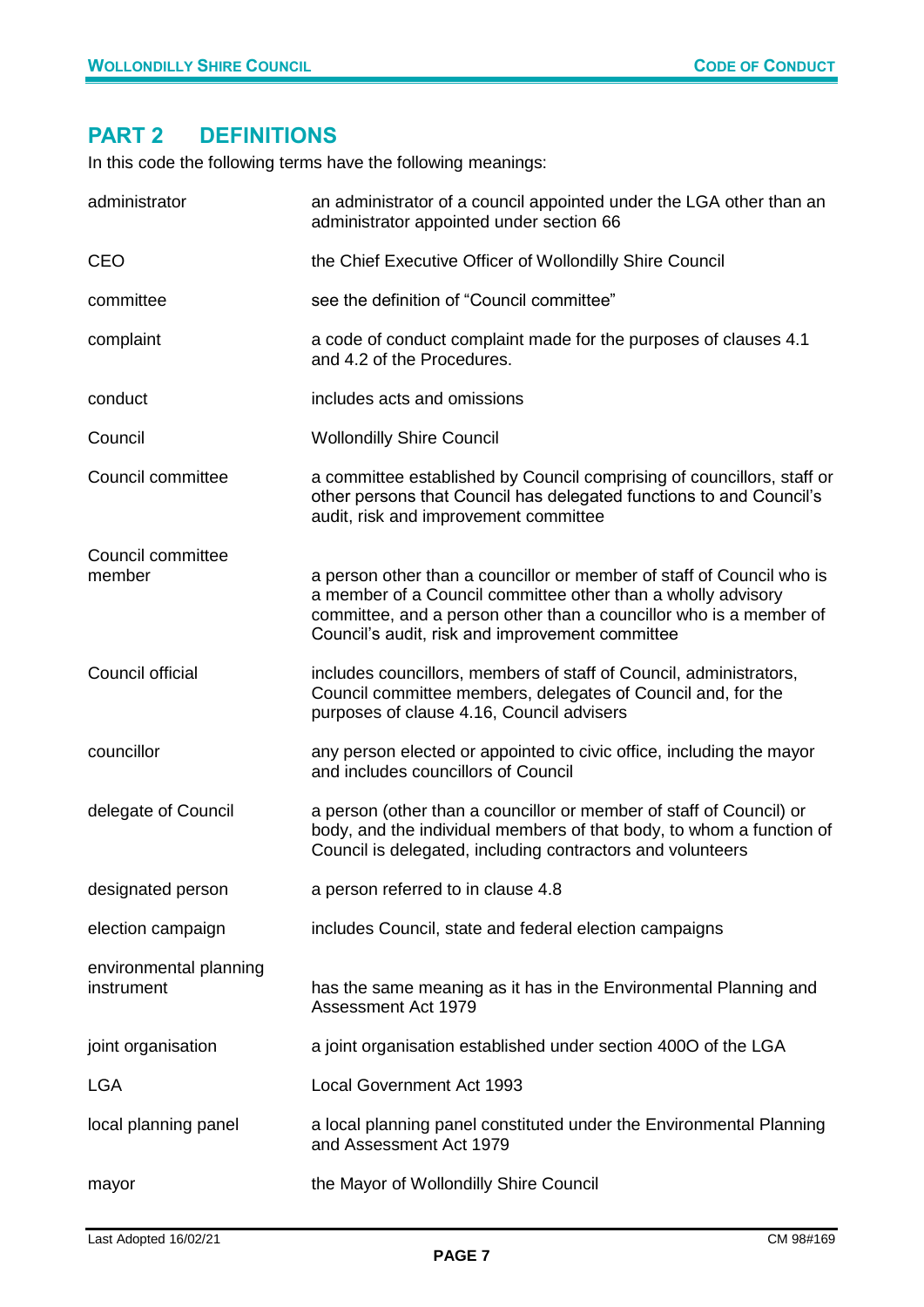## PART 2 DEFINITIONS

In this code the following terms have the following meanings:

| | |
|---|---|
| administrator | an administrator of a council appointed under the LGA other than an administrator appointed under section 66 |
| CEO | the Chief Executive Officer of Wollondilly Shire Council |
| committee | see the definition of "Council committee" |
| complaint | a code of conduct complaint made for the purposes of clauses 4.1 and 4.2 of the Procedures. |
| conduct | includes acts and omissions |
| Council | Wollondilly Shire Council |
| Council committee | a committee established by Council comprising of councillors, staff or other persons that Council has delegated functions to and Council's audit, risk and improvement committee |
| Council committee member | a person other than a councillor or member of staff of Council who is a member of a Council committee other than a wholly advisory committee, and a person other than a councillor who is a member of Council's audit, risk and improvement committee |
| Council official | includes councillors, members of staff of Council, administrators, Council committee members, delegates of Council and, for the purposes of clause 4.16, Council advisers |
| councillor | any person elected or appointed to civic office, including the mayor and includes councillors of Council |
| delegate of Council | a person (other than a councillor or member of staff of Council) or body, and the individual members of that body, to whom a function of Council is delegated, including contractors and volunteers |
| designated person | a person referred to in clause 4.8 |
| election campaign | includes Council, state and federal election campaigns |
| environmental planning instrument | has the same meaning as it has in the Environmental Planning and Assessment Act 1979 |
| joint organisation | a joint organisation established under section 400O of the LGA |
| LGA | Local Government Act 1993 |
| local planning panel | a local planning panel constituted under the Environmental Planning and Assessment Act 1979 |
| mayor | the Mayor of Wollondilly Shire Council |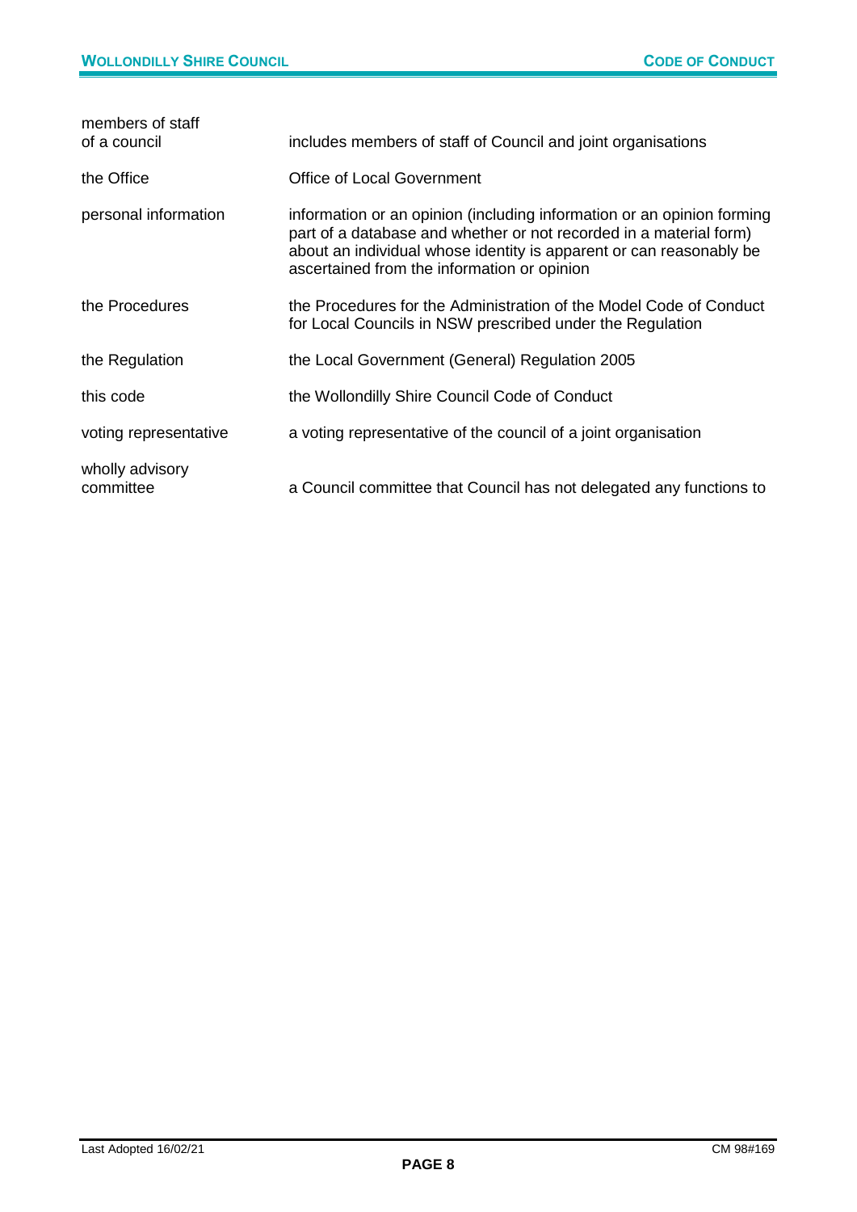| | |
|---|---|
| members of staff of a council | includes members of staff of Council and joint organisations |
| the Office | Office of Local Government |
| personal information | information or an opinion (including information or an opinion forming part of a database and whether or not recorded in a material form) about an individual whose identity is apparent or can reasonably be ascertained from the information or opinion |
| the Procedures | the Procedures for the Administration of the Model Code of Conduct for Local Councils in NSW prescribed under the Regulation |
| the Regulation | the Local Government (General) Regulation 2005 |
| this code | the Wollondilly Shire Council Code of Conduct |
| voting representative | a voting representative of the council of a joint organisation |
| wholly advisory committee | a Council committee that Council has not delegated any functions to |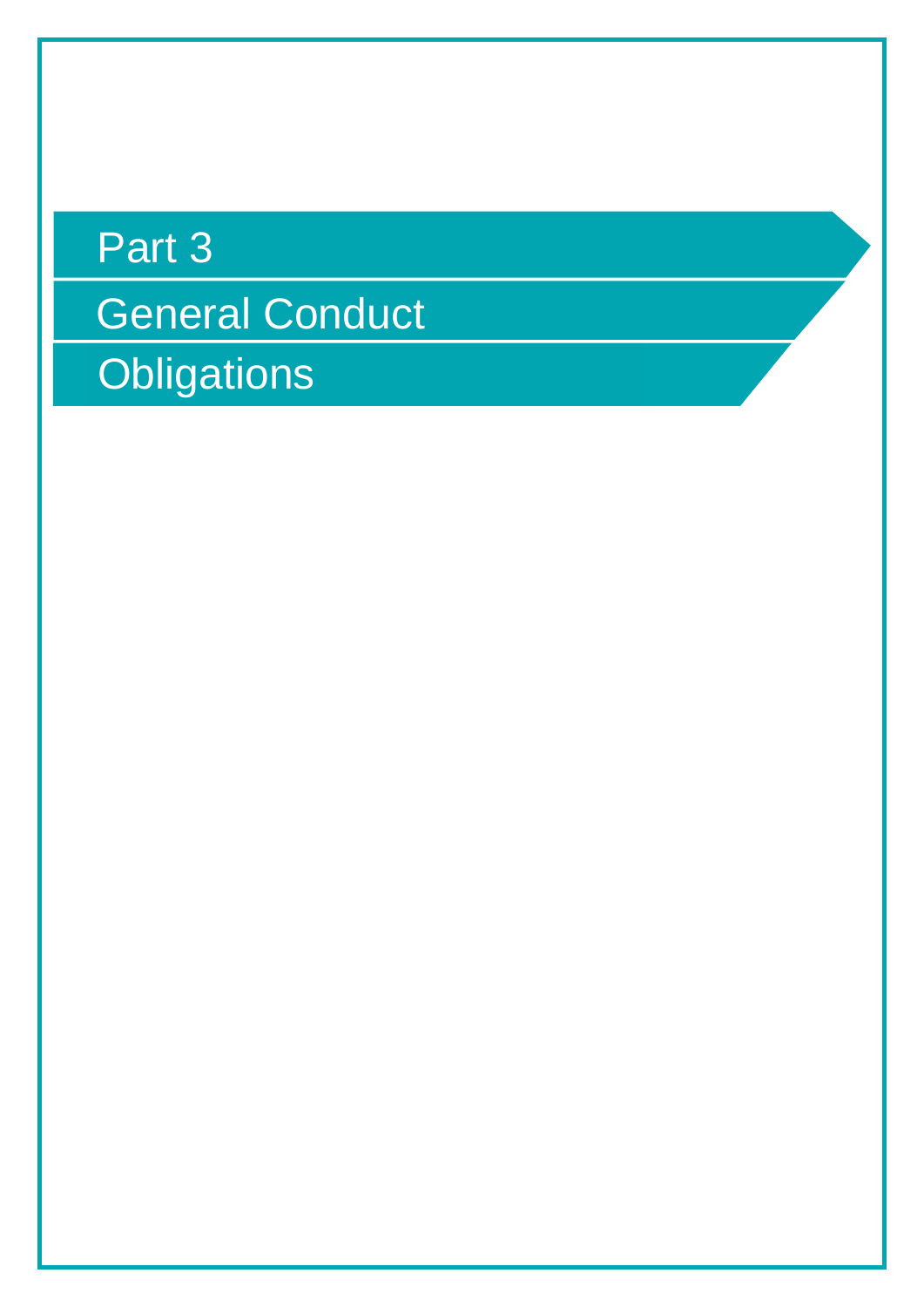# Part 3

## General Conduct Obligations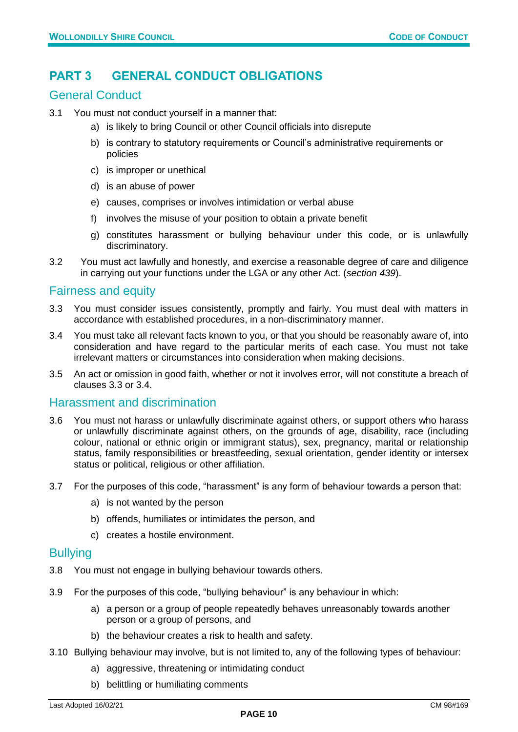# PART 3 GENERAL CONDUCT OBLIGATIONS

## General Conduct

3.1 You must not conduct yourself in a manner that:

a) is likely to bring Council or other Council officials into disrepute

b) is contrary to statutory requirements or Council's administrative requirements or policies

c) is improper or unethical

d) is an abuse of power

e) causes, comprises or involves intimidation or verbal abuse

f) involves the misuse of your position to obtain a private benefit

g) constitutes harassment or bullying behaviour under this code, or is unlawfully discriminatory.

3.2 You must act lawfully and honestly, and exercise a reasonable degree of care and diligence in carrying out your functions under the LGA or any other Act. (*section 439*).

## Fairness and equity

3.3 You must consider issues consistently, promptly and fairly. You must deal with matters in accordance with established procedures, in a non-discriminatory manner.

3.4 You must take all relevant facts known to you, or that you should be reasonably aware of, into consideration and have regard to the particular merits of each case. You must not take irrelevant matters or circumstances into consideration when making decisions.

3.5 An act or omission in good faith, whether or not it involves error, will not constitute a breach of clauses 3.3 or 3.4.

## Harassment and discrimination

3.6 You must not harass or unlawfully discriminate against others, or support others who harass or unlawfully discriminate against others, on the grounds of age, disability, race (including colour, national or ethnic origin or immigrant status), sex, pregnancy, marital or relationship status, family responsibilities or breastfeeding, sexual orientation, gender identity or intersex status or political, religious or other affiliation.

3.7 For the purposes of this code, "harassment" is any form of behaviour towards a person that:

a) is not wanted by the person

b) offends, humiliates or intimidates the person, and

c) creates a hostile environment.

## Bullying

3.8 You must not engage in bullying behaviour towards others.

3.9 For the purposes of this code, "bullying behaviour" is any behaviour in which:

a) a person or a group of people repeatedly behaves unreasonably towards another person or a group of persons, and

b) the behaviour creates a risk to health and safety.

3.10 Bullying behaviour may involve, but is not limited to, any of the following types of behaviour:

a) aggressive, threatening or intimidating conduct

b) belittling or humiliating comments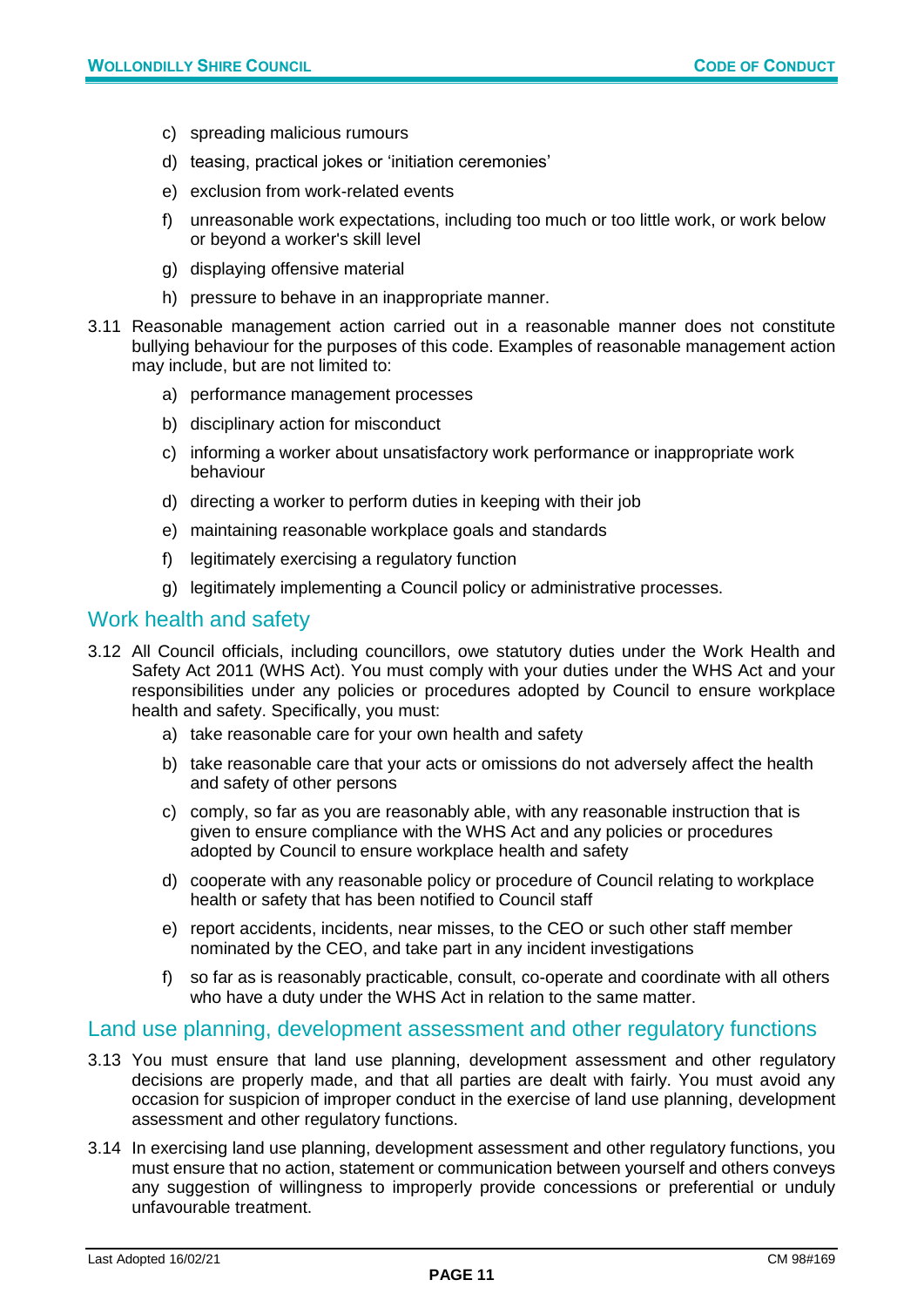c) spreading malicious rumours

d) teasing, practical jokes or 'initiation ceremonies'

e) exclusion from work-related events

f) unreasonable work expectations, including too much or too little work, or work below or beyond a worker's skill level

g) displaying offensive material

h) pressure to behave in an inappropriate manner.

3.11 Reasonable management action carried out in a reasonable manner does not constitute bullying behaviour for the purposes of this code. Examples of reasonable management action may include, but are not limited to:

a) performance management processes

b) disciplinary action for misconduct

c) informing a worker about unsatisfactory work performance or inappropriate work behaviour

d) directing a worker to perform duties in keeping with their job

e) maintaining reasonable workplace goals and standards

f) legitimately exercising a regulatory function

g) legitimately implementing a Council policy or administrative processes.

## Work health and safety

3.12 All Council officials, including councillors, owe statutory duties under the Work Health and Safety Act 2011 (WHS Act). You must comply with your duties under the WHS Act and your responsibilities under any policies or procedures adopted by Council to ensure workplace health and safety. Specifically, you must:

a) take reasonable care for your own health and safety

b) take reasonable care that your acts or omissions do not adversely affect the health and safety of other persons

c) comply, so far as you are reasonably able, with any reasonable instruction that is given to ensure compliance with the WHS Act and any policies or procedures adopted by Council to ensure workplace health and safety

d) cooperate with any reasonable policy or procedure of Council relating to workplace health or safety that has been notified to Council staff

e) report accidents, incidents, near misses, to the CEO or such other staff member nominated by the CEO, and take part in any incident investigations

f) so far as is reasonably practicable, consult, co-operate and coordinate with all others who have a duty under the WHS Act in relation to the same matter.

## Land use planning, development assessment and other regulatory functions

3.13 You must ensure that land use planning, development assessment and other regulatory decisions are properly made, and that all parties are dealt with fairly. You must avoid any occasion for suspicion of improper conduct in the exercise of land use planning, development assessment and other regulatory functions.

3.14 In exercising land use planning, development assessment and other regulatory functions, you must ensure that no action, statement or communication between yourself and others conveys any suggestion of willingness to improperly provide concessions or preferential or unduly unfavourable treatment.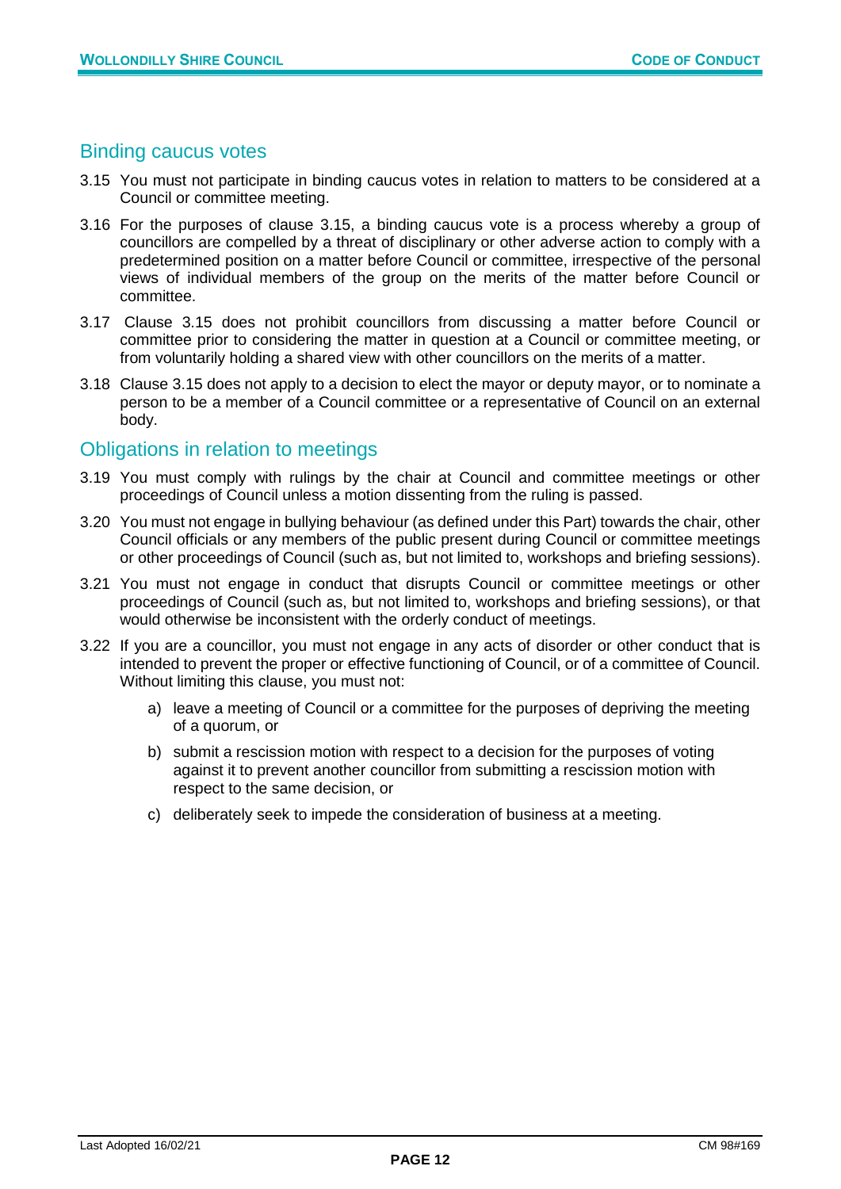## Binding caucus votes

3.15 You must not participate in binding caucus votes in relation to matters to be considered at a Council or committee meeting.

3.16 For the purposes of clause 3.15, a binding caucus vote is a process whereby a group of councillors are compelled by a threat of disciplinary or other adverse action to comply with a predetermined position on a matter before Council or committee, irrespective of the personal views of individual members of the group on the merits of the matter before Council or committee.

3.17 Clause 3.15 does not prohibit councillors from discussing a matter before Council or committee prior to considering the matter in question at a Council or committee meeting, or from voluntarily holding a shared view with other councillors on the merits of a matter.

3.18 Clause 3.15 does not apply to a decision to elect the mayor or deputy mayor, or to nominate a person to be a member of a Council committee or a representative of Council on an external body.

## Obligations in relation to meetings

3.19 You must comply with rulings by the chair at Council and committee meetings or other proceedings of Council unless a motion dissenting from the ruling is passed.

3.20 You must not engage in bullying behaviour (as defined under this Part) towards the chair, other Council officials or any members of the public present during Council or committee meetings or other proceedings of Council (such as, but not limited to, workshops and briefing sessions).

3.21 You must not engage in conduct that disrupts Council or committee meetings or other proceedings of Council (such as, but not limited to, workshops and briefing sessions), or that would otherwise be inconsistent with the orderly conduct of meetings.

3.22 If you are a councillor, you must not engage in any acts of disorder or other conduct that is intended to prevent the proper or effective functioning of Council, or of a committee of Council. Without limiting this clause, you must not:

a) leave a meeting of Council or a committee for the purposes of depriving the meeting of a quorum, or

b) submit a rescission motion with respect to a decision for the purposes of voting against it to prevent another councillor from submitting a rescission motion with respect to the same decision, or

c) deliberately seek to impede the consideration of business at a meeting.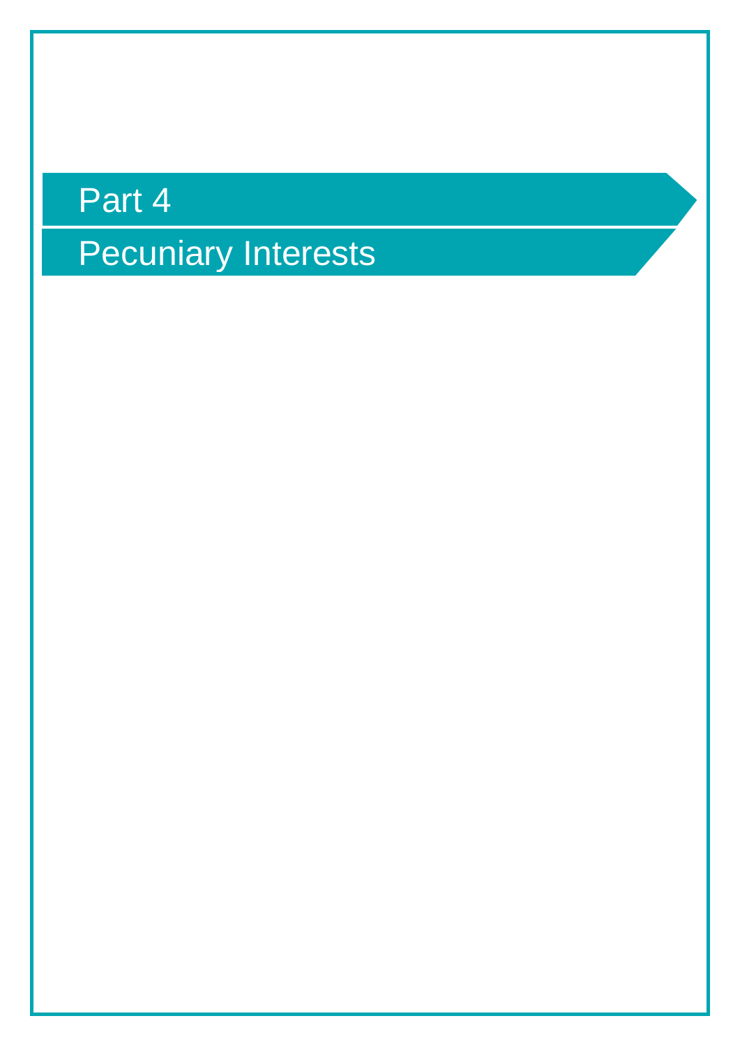# Part 4

## Pecuniary Interests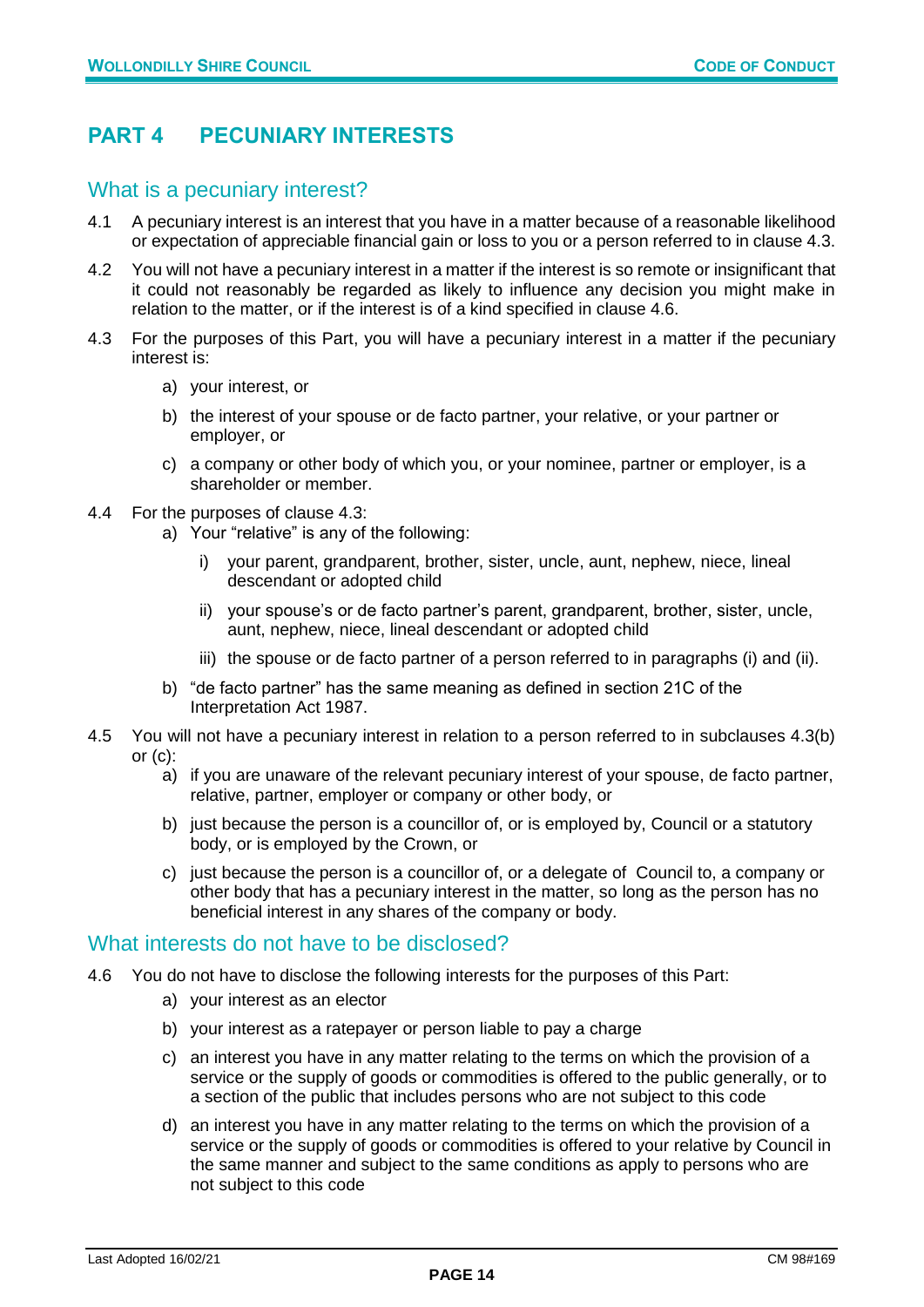# PART 4 PECUNIARY INTERESTS

## What is a pecuniary interest?

4.1 A pecuniary interest is an interest that you have in a matter because of a reasonable likelihood or expectation of appreciable financial gain or loss to you or a person referred to in clause 4.3.

4.2 You will not have a pecuniary interest in a matter if the interest is so remote or insignificant that it could not reasonably be regarded as likely to influence any decision you might make in relation to the matter, or if the interest is of a kind specified in clause 4.6.

4.3 For the purposes of this Part, you will have a pecuniary interest in a matter if the pecuniary interest is:

- a) your interest, or
- b) the interest of your spouse or de facto partner, your relative, or your partner or employer, or
- c) a company or other body of which you, or your nominee, partner or employer, is a shareholder or member.

4.4 For the purposes of clause 4.3:

- a) Your "relative" is any of the following:
  - i) your parent, grandparent, brother, sister, uncle, aunt, nephew, niece, lineal descendant or adopted child
  - ii) your spouse's or de facto partner's parent, grandparent, brother, sister, uncle, aunt, nephew, niece, lineal descendant or adopted child
  - iii) the spouse or de facto partner of a person referred to in paragraphs (i) and (ii).
- b) "de facto partner" has the same meaning as defined in section 21C of the Interpretation Act 1987.

4.5 You will not have a pecuniary interest in relation to a person referred to in subclauses 4.3(b) or (c):

- a) if you are unaware of the relevant pecuniary interest of your spouse, de facto partner, relative, partner, employer or company or other body, or
- b) just because the person is a councillor of, or is employed by, Council or a statutory body, or is employed by the Crown, or
- c) just because the person is a councillor of, or a delegate of Council to, a company or other body that has a pecuniary interest in the matter, so long as the person has no beneficial interest in any shares of the company or body.

## What interests do not have to be disclosed?

4.6 You do not have to disclose the following interests for the purposes of this Part:

- a) your interest as an elector
- b) your interest as a ratepayer or person liable to pay a charge
- c) an interest you have in any matter relating to the terms on which the provision of a service or the supply of goods or commodities is offered to the public generally, or to a section of the public that includes persons who are not subject to this code
- d) an interest you have in any matter relating to the terms on which the provision of a service or the supply of goods or commodities is offered to your relative by Council in the same manner and subject to the same conditions as apply to persons who are not subject to this code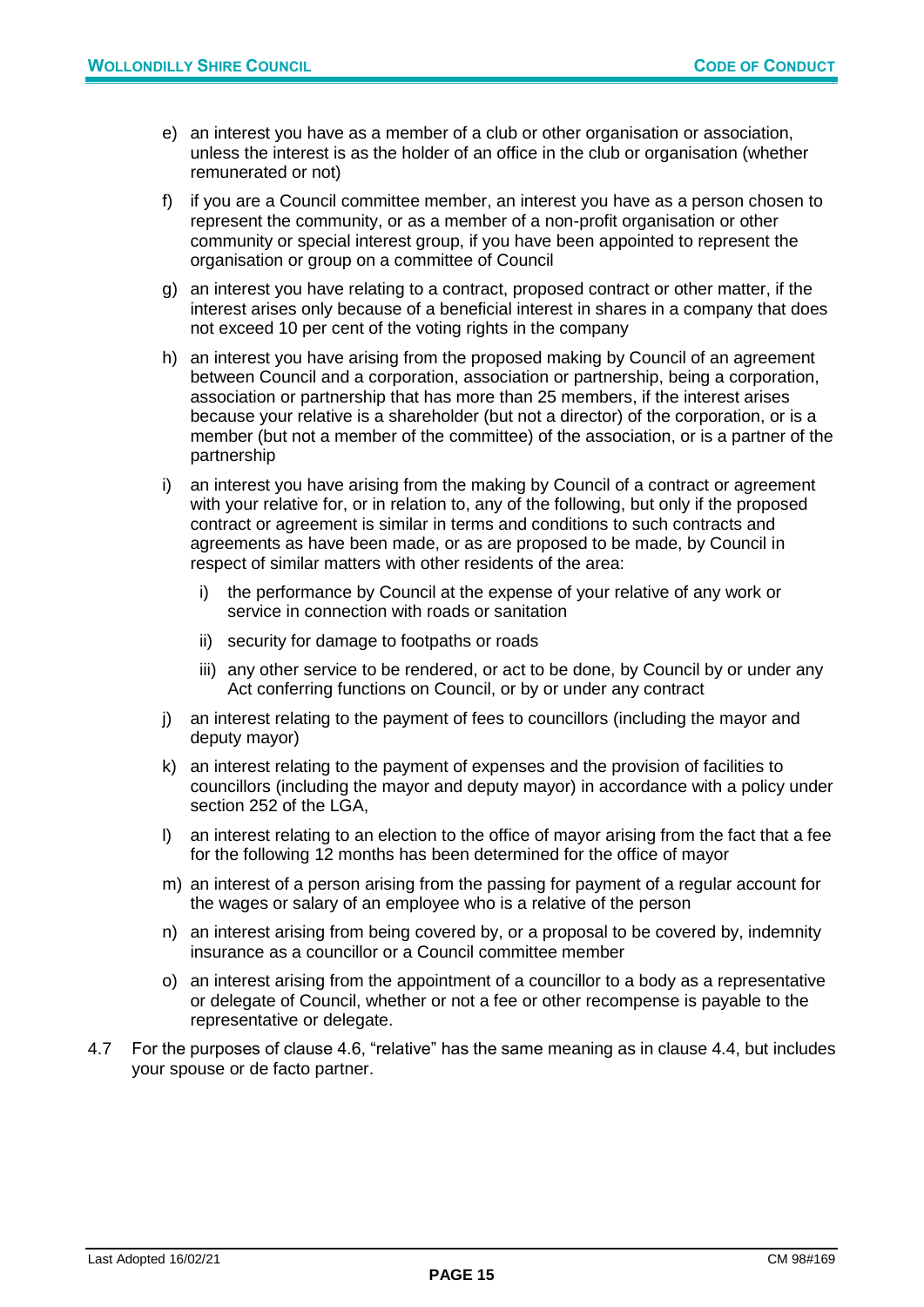e) an interest you have as a member of a club or other organisation or association, unless the interest is as the holder of an office in the club or organisation (whether remunerated or not)

f) if you are a Council committee member, an interest you have as a person chosen to represent the community, or as a member of a non-profit organisation or other community or special interest group, if you have been appointed to represent the organisation or group on a committee of Council

g) an interest you have relating to a contract, proposed contract or other matter, if the interest arises only because of a beneficial interest in shares in a company that does not exceed 10 per cent of the voting rights in the company

h) an interest you have arising from the proposed making by Council of an agreement between Council and a corporation, association or partnership, being a corporation, association or partnership that has more than 25 members, if the interest arises because your relative is a shareholder (but not a director) of the corporation, or is a member (but not a member of the committee) of the association, or is a partner of the partnership

i) an interest you have arising from the making by Council of a contract or agreement with your relative for, or in relation to, any of the following, but only if the proposed contract or agreement is similar in terms and conditions to such contracts and agreements as have been made, or as are proposed to be made, by Council in respect of similar matters with other residents of the area:

   i) the performance by Council at the expense of your relative of any work or service in connection with roads or sanitation

   ii) security for damage to footpaths or roads

   iii) any other service to be rendered, or act to be done, by Council by or under any Act conferring functions on Council, or by or under any contract

j) an interest relating to the payment of fees to councillors (including the mayor and deputy mayor)

k) an interest relating to the payment of expenses and the provision of facilities to councillors (including the mayor and deputy mayor) in accordance with a policy under section 252 of the LGA,

l) an interest relating to an election to the office of mayor arising from the fact that a fee for the following 12 months has been determined for the office of mayor

m) an interest of a person arising from the passing for payment of a regular account for the wages or salary of an employee who is a relative of the person

n) an interest arising from being covered by, or a proposal to be covered by, indemnity insurance as a councillor or a Council committee member

o) an interest arising from the appointment of a councillor to a body as a representative or delegate of Council, whether or not a fee or other recompense is payable to the representative or delegate.

4.7 For the purposes of clause 4.6, "relative" has the same meaning as in clause 4.4, but includes your spouse or de facto partner.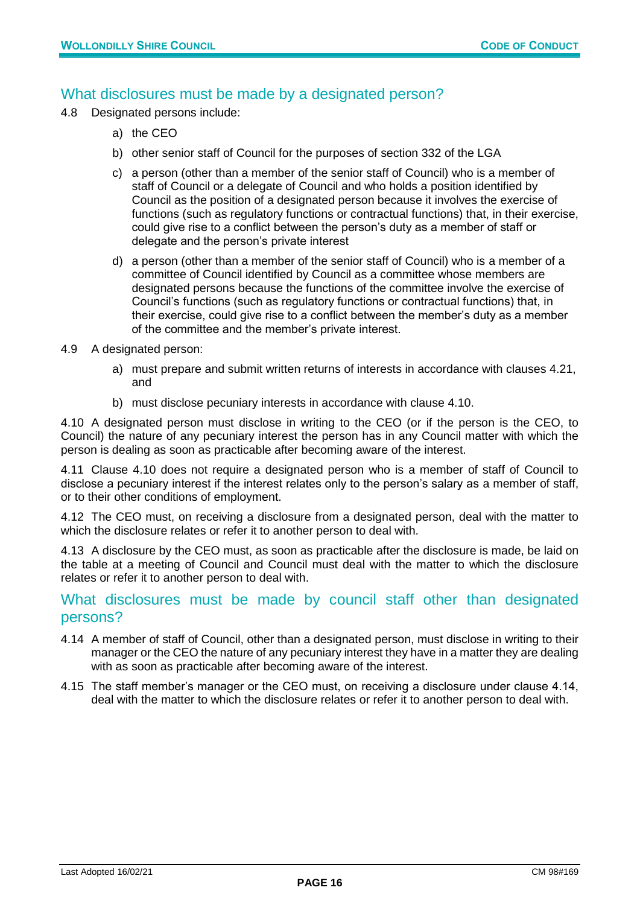## What disclosures must be made by a designated person?

4.8 Designated persons include:

a) the CEO

b) other senior staff of Council for the purposes of section 332 of the LGA

c) a person (other than a member of the senior staff of Council) who is a member of staff of Council or a delegate of Council and who holds a position identified by Council as the position of a designated person because it involves the exercise of functions (such as regulatory functions or contractual functions) that, in their exercise, could give rise to a conflict between the person's duty as a member of staff or delegate and the person's private interest

d) a person (other than a member of the senior staff of Council) who is a member of a committee of Council identified by Council as a committee whose members are designated persons because the functions of the committee involve the exercise of Council's functions (such as regulatory functions or contractual functions) that, in their exercise, could give rise to a conflict between the member's duty as a member of the committee and the member's private interest.

4.9 A designated person:

a) must prepare and submit written returns of interests in accordance with clauses 4.21, and

b) must disclose pecuniary interests in accordance with clause 4.10.

4.10 A designated person must disclose in writing to the CEO (or if the person is the CEO, to Council) the nature of any pecuniary interest the person has in any Council matter with which the person is dealing as soon as practicable after becoming aware of the interest.

4.11 Clause 4.10 does not require a designated person who is a member of staff of Council to disclose a pecuniary interest if the interest relates only to the person's salary as a member of staff, or to their other conditions of employment.

4.12 The CEO must, on receiving a disclosure from a designated person, deal with the matter to which the disclosure relates or refer it to another person to deal with.

4.13 A disclosure by the CEO must, as soon as practicable after the disclosure is made, be laid on the table at a meeting of Council and Council must deal with the matter to which the disclosure relates or refer it to another person to deal with.

## What disclosures must be made by council staff other than designated persons?

4.14 A member of staff of Council, other than a designated person, must disclose in writing to their manager or the CEO the nature of any pecuniary interest they have in a matter they are dealing with as soon as practicable after becoming aware of the interest.

4.15 The staff member's manager or the CEO must, on receiving a disclosure under clause 4.14, deal with the matter to which the disclosure relates or refer it to another person to deal with.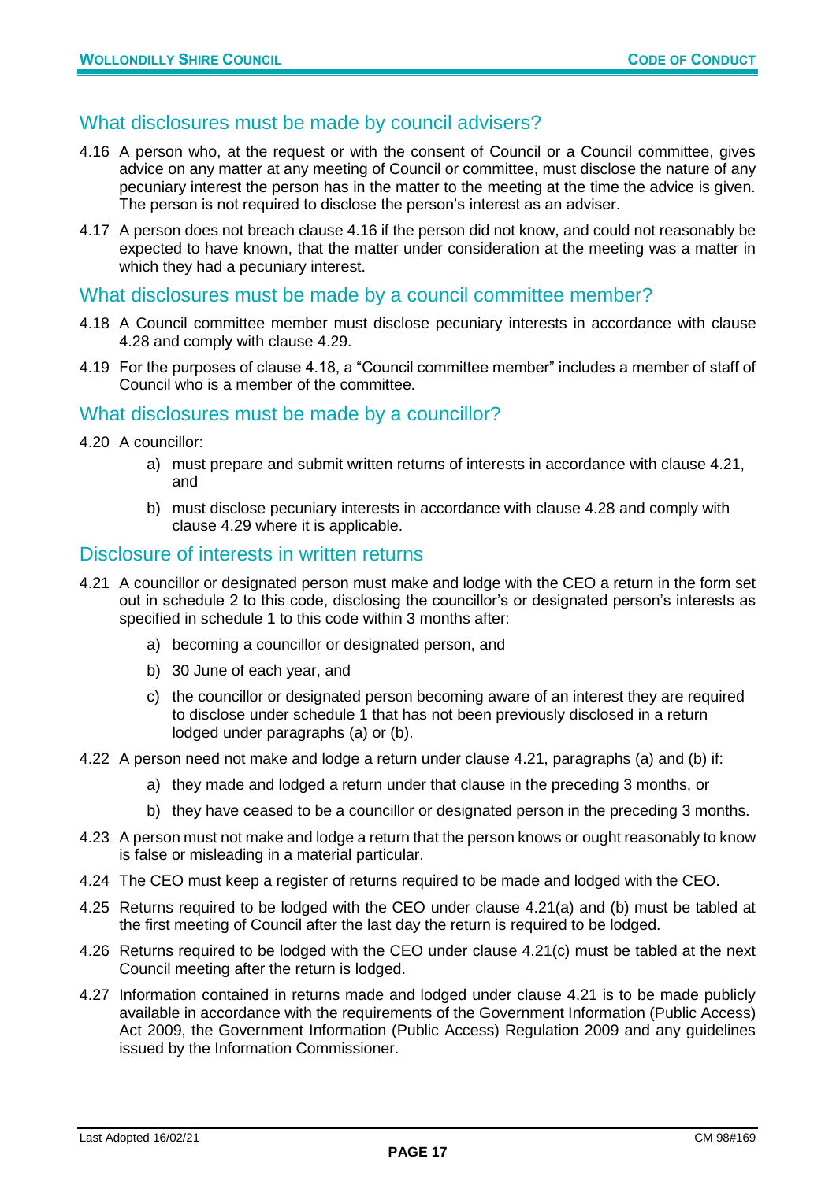## What disclosures must be made by council advisers?

4.16 A person who, at the request or with the consent of Council or a Council committee, gives advice on any matter at any meeting of Council or committee, must disclose the nature of any pecuniary interest the person has in the matter to the meeting at the time the advice is given. The person is not required to disclose the person's interest as an adviser.

4.17 A person does not breach clause 4.16 if the person did not know, and could not reasonably be expected to have known, that the matter under consideration at the meeting was a matter in which they had a pecuniary interest.

## What disclosures must be made by a council committee member?

4.18 A Council committee member must disclose pecuniary interests in accordance with clause 4.28 and comply with clause 4.29.

4.19 For the purposes of clause 4.18, a "Council committee member" includes a member of staff of Council who is a member of the committee.

## What disclosures must be made by a councillor?

4.20 A councillor:

- a) must prepare and submit written returns of interests in accordance with clause 4.21, and
- b) must disclose pecuniary interests in accordance with clause 4.28 and comply with clause 4.29 where it is applicable.

## Disclosure of interests in written returns

4.21 A councillor or designated person must make and lodge with the CEO a return in the form set out in schedule 2 to this code, disclosing the councillor's or designated person's interests as specified in schedule 1 to this code within 3 months after:

- a) becoming a councillor or designated person, and
- b) 30 June of each year, and
- c) the councillor or designated person becoming aware of an interest they are required to disclose under schedule 1 that has not been previously disclosed in a return lodged under paragraphs (a) or (b).

4.22 A person need not make and lodge a return under clause 4.21, paragraphs (a) and (b) if:

- a) they made and lodged a return under that clause in the preceding 3 months, or
- b) they have ceased to be a councillor or designated person in the preceding 3 months.

4.23 A person must not make and lodge a return that the person knows or ought reasonably to know is false or misleading in a material particular.

4.24 The CEO must keep a register of returns required to be made and lodged with the CEO.

4.25 Returns required to be lodged with the CEO under clause 4.21(a) and (b) must be tabled at the first meeting of Council after the last day the return is required to be lodged.

4.26 Returns required to be lodged with the CEO under clause 4.21(c) must be tabled at the next Council meeting after the return is lodged.

4.27 Information contained in returns made and lodged under clause 4.21 is to be made publicly available in accordance with the requirements of the Government Information (Public Access) Act 2009, the Government Information (Public Access) Regulation 2009 and any guidelines issued by the Information Commissioner.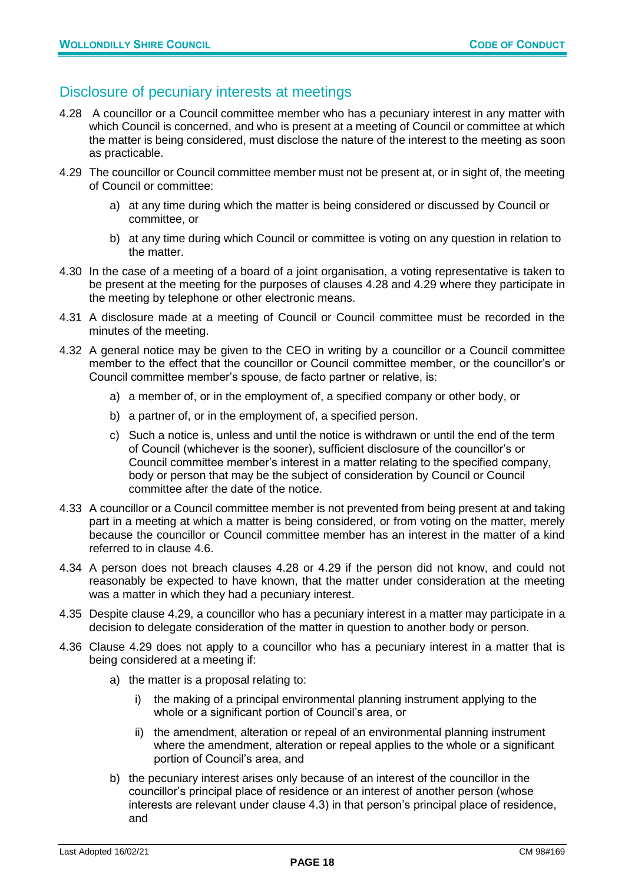## Disclosure of pecuniary interests at meetings

4.28 A councillor or a Council committee member who has a pecuniary interest in any matter with which Council is concerned, and who is present at a meeting of Council or committee at which the matter is being considered, must disclose the nature of the interest to the meeting as soon as practicable.

4.29 The councillor or Council committee member must not be present at, or in sight of, the meeting of Council or committee:

- a) at any time during which the matter is being considered or discussed by Council or committee, or
- b) at any time during which Council or committee is voting on any question in relation to the matter.

4.30 In the case of a meeting of a board of a joint organisation, a voting representative is taken to be present at the meeting for the purposes of clauses 4.28 and 4.29 where they participate in the meeting by telephone or other electronic means.

4.31 A disclosure made at a meeting of Council or Council committee must be recorded in the minutes of the meeting.

4.32 A general notice may be given to the CEO in writing by a councillor or a Council committee member to the effect that the councillor or Council committee member, or the councillor's or Council committee member's spouse, de facto partner or relative, is:

- a) a member of, or in the employment of, a specified company or other body, or
- b) a partner of, or in the employment of, a specified person.
- c) Such a notice is, unless and until the notice is withdrawn or until the end of the term of Council (whichever is the sooner), sufficient disclosure of the councillor's or Council committee member's interest in a matter relating to the specified company, body or person that may be the subject of consideration by Council or Council committee after the date of the notice.

4.33 A councillor or a Council committee member is not prevented from being present at and taking part in a meeting at which a matter is being considered, or from voting on the matter, merely because the councillor or Council committee member has an interest in the matter of a kind referred to in clause 4.6.

4.34 A person does not breach clauses 4.28 or 4.29 if the person did not know, and could not reasonably be expected to have known, that the matter under consideration at the meeting was a matter in which they had a pecuniary interest.

4.35 Despite clause 4.29, a councillor who has a pecuniary interest in a matter may participate in a decision to delegate consideration of the matter in question to another body or person.

4.36 Clause 4.29 does not apply to a councillor who has a pecuniary interest in a matter that is being considered at a meeting if:

- a) the matter is a proposal relating to:
  - i) the making of a principal environmental planning instrument applying to the whole or a significant portion of Council's area, or
  - ii) the amendment, alteration or repeal of an environmental planning instrument where the amendment, alteration or repeal applies to the whole or a significant portion of Council's area, and
- b) the pecuniary interest arises only because of an interest of the councillor in the councillor's principal place of residence or an interest of another person (whose interests are relevant under clause 4.3) in that person's principal place of residence, and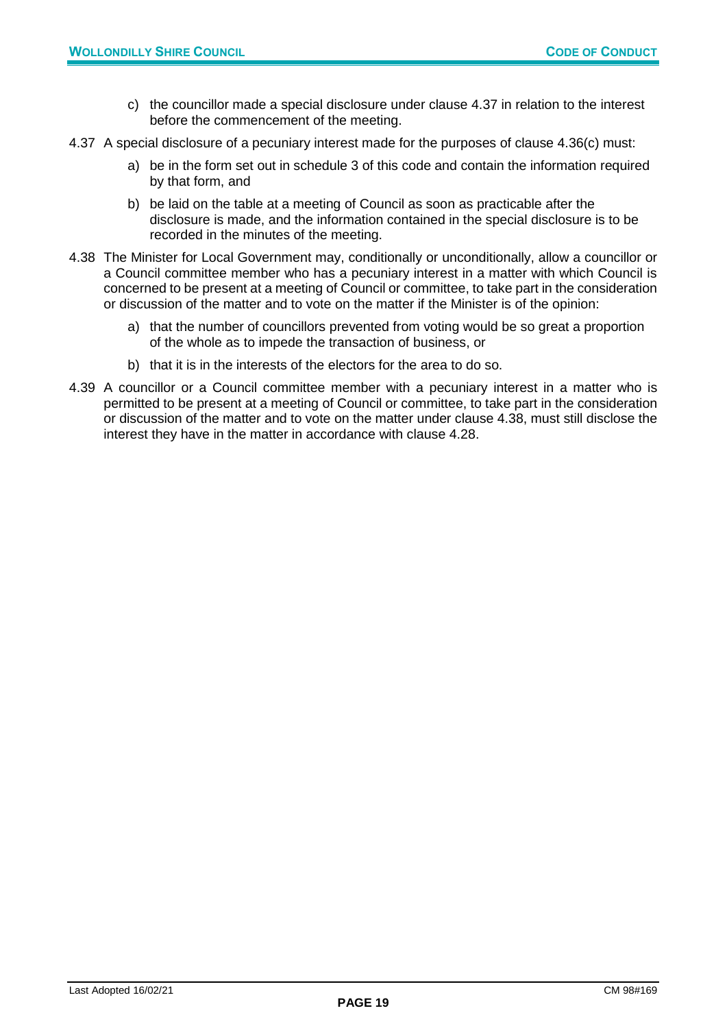c) the councillor made a special disclosure under clause 4.37 in relation to the interest before the commencement of the meeting.

4.37 A special disclosure of a pecuniary interest made for the purposes of clause 4.36(c) must:

a) be in the form set out in schedule 3 of this code and contain the information required by that form, and

b) be laid on the table at a meeting of Council as soon as practicable after the disclosure is made, and the information contained in the special disclosure is to be recorded in the minutes of the meeting.

4.38 The Minister for Local Government may, conditionally or unconditionally, allow a councillor or a Council committee member who has a pecuniary interest in a matter with which Council is concerned to be present at a meeting of Council or committee, to take part in the consideration or discussion of the matter and to vote on the matter if the Minister is of the opinion:

a) that the number of councillors prevented from voting would be so great a proportion of the whole as to impede the transaction of business, or

b) that it is in the interests of the electors for the area to do so.

4.39 A councillor or a Council committee member with a pecuniary interest in a matter who is permitted to be present at a meeting of Council or committee, to take part in the consideration or discussion of the matter and to vote on the matter under clause 4.38, must still disclose the interest they have in the matter in accordance with clause 4.28.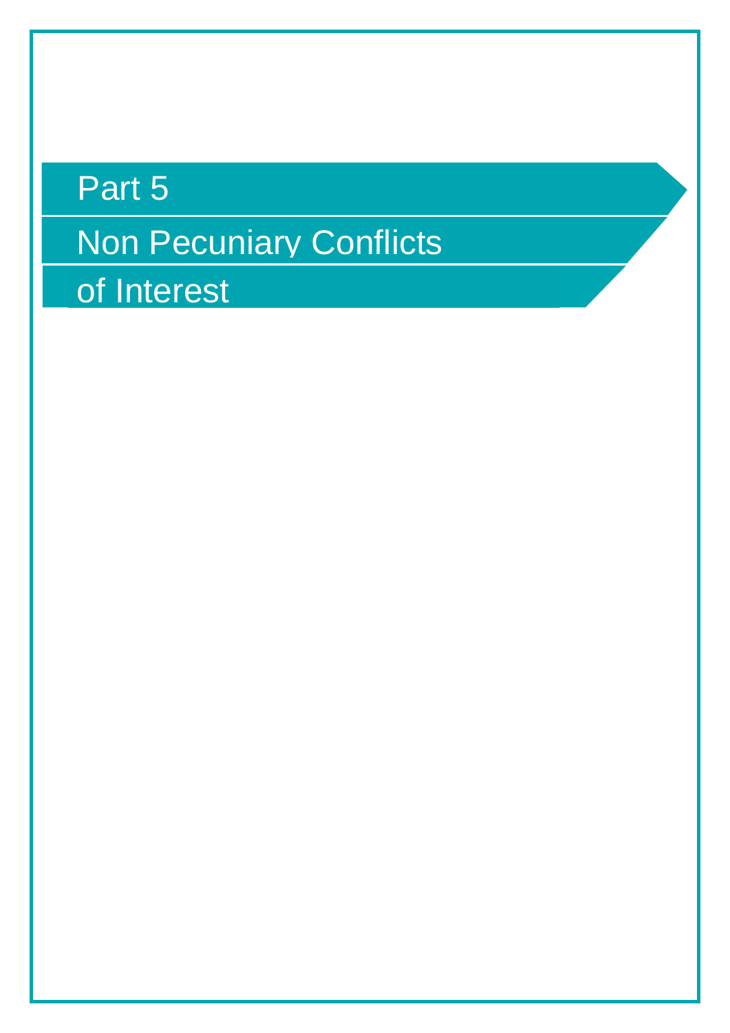# Part 5

# Non Pecuniary Conflicts of Interest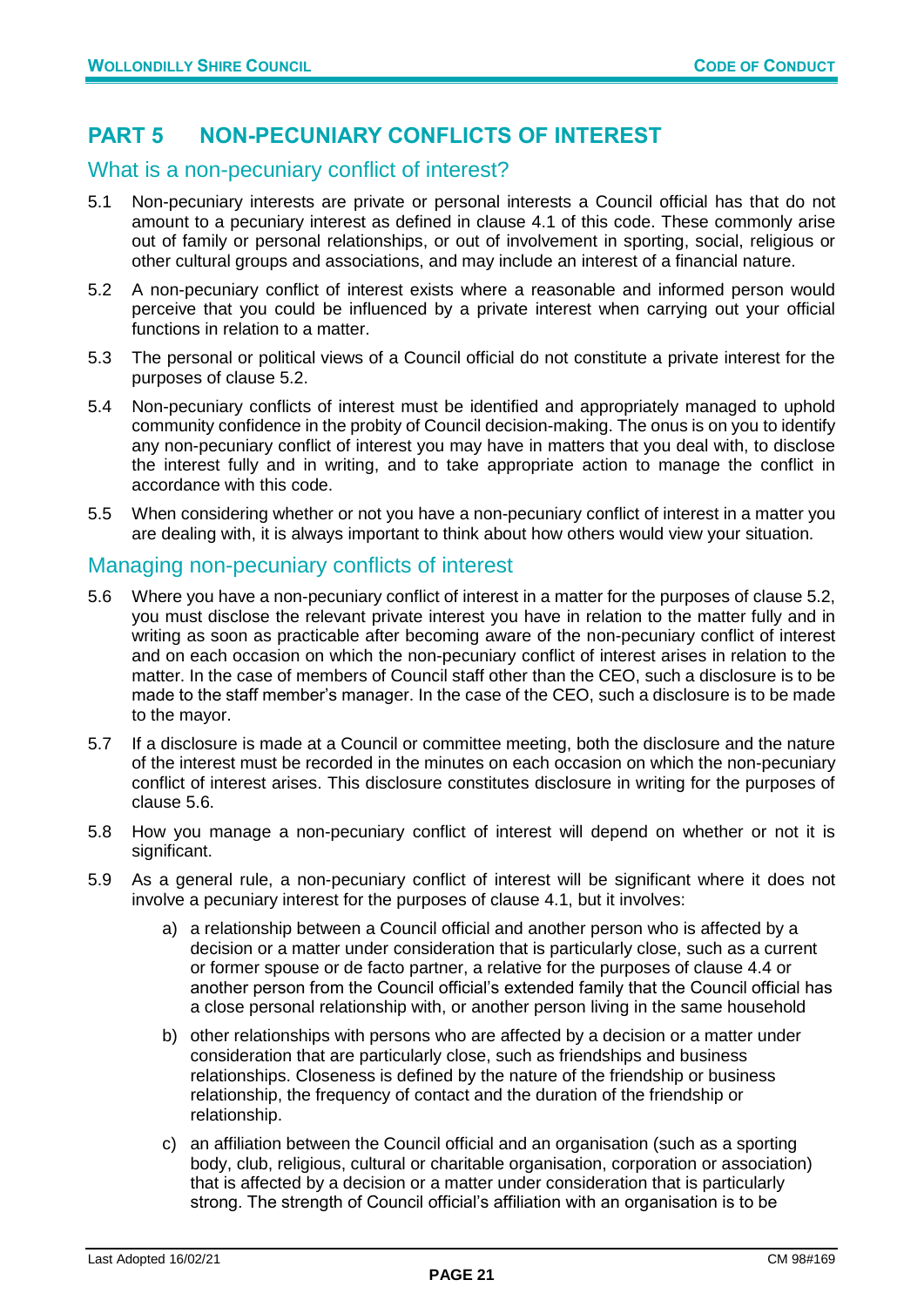# PART 5 NON-PECUNIARY CONFLICTS OF INTEREST

## What is a non-pecuniary conflict of interest?

5.1 Non-pecuniary interests are private or personal interests a Council official has that do not amount to a pecuniary interest as defined in clause 4.1 of this code. These commonly arise out of family or personal relationships, or out of involvement in sporting, social, religious or other cultural groups and associations, and may include an interest of a financial nature.

5.2 A non-pecuniary conflict of interest exists where a reasonable and informed person would perceive that you could be influenced by a private interest when carrying out your official functions in relation to a matter.

5.3 The personal or political views of a Council official do not constitute a private interest for the purposes of clause 5.2.

5.4 Non-pecuniary conflicts of interest must be identified and appropriately managed to uphold community confidence in the probity of Council decision-making. The onus is on you to identify any non-pecuniary conflict of interest you may have in matters that you deal with, to disclose the interest fully and in writing, and to take appropriate action to manage the conflict in accordance with this code.

5.5 When considering whether or not you have a non-pecuniary conflict of interest in a matter you are dealing with, it is always important to think about how others would view your situation.

## Managing non-pecuniary conflicts of interest

5.6 Where you have a non-pecuniary conflict of interest in a matter for the purposes of clause 5.2, you must disclose the relevant private interest you have in relation to the matter fully and in writing as soon as practicable after becoming aware of the non-pecuniary conflict of interest and on each occasion on which the non-pecuniary conflict of interest arises in relation to the matter. In the case of members of Council staff other than the CEO, such a disclosure is to be made to the staff member's manager. In the case of the CEO, such a disclosure is to be made to the mayor.

5.7 If a disclosure is made at a Council or committee meeting, both the disclosure and the nature of the interest must be recorded in the minutes on each occasion on which the non-pecuniary conflict of interest arises. This disclosure constitutes disclosure in writing for the purposes of clause 5.6.

5.8 How you manage a non-pecuniary conflict of interest will depend on whether or not it is significant.

5.9 As a general rule, a non-pecuniary conflict of interest will be significant where it does not involve a pecuniary interest for the purposes of clause 4.1, but it involves:

a) a relationship between a Council official and another person who is affected by a decision or a matter under consideration that is particularly close, such as a current or former spouse or de facto partner, a relative for the purposes of clause 4.4 or another person from the Council official's extended family that the Council official has a close personal relationship with, or another person living in the same household

b) other relationships with persons who are affected by a decision or a matter under consideration that are particularly close, such as friendships and business relationships. Closeness is defined by the nature of the friendship or business relationship, the frequency of contact and the duration of the friendship or relationship.

c) an affiliation between the Council official and an organisation (such as a sporting body, club, religious, cultural or charitable organisation, corporation or association) that is affected by a decision or a matter under consideration that is particularly strong. The strength of Council official's affiliation with an organisation is to be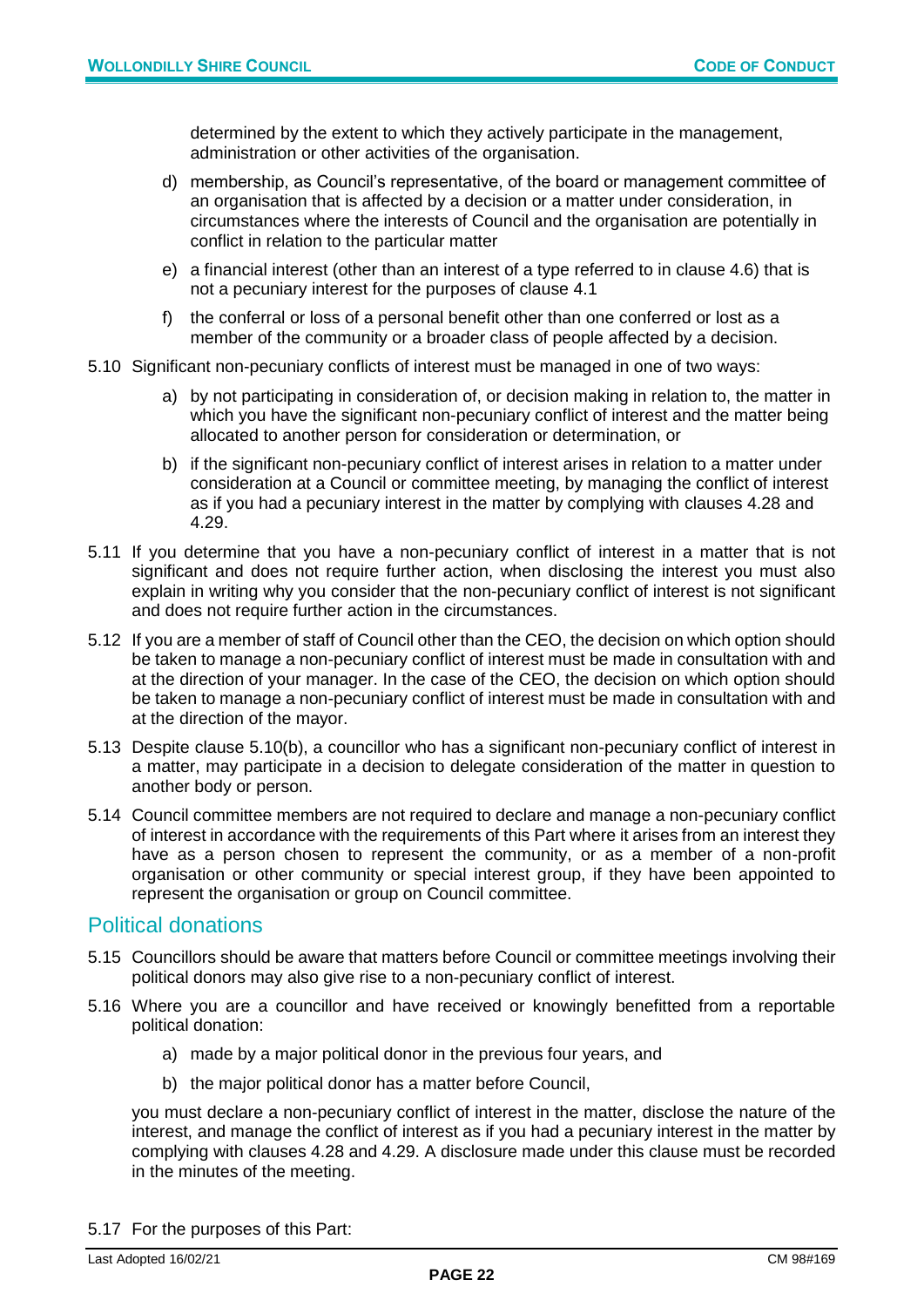determined by the extent to which they actively participate in the management, administration or other activities of the organisation.

d) membership, as Council's representative, of the board or management committee of an organisation that is affected by a decision or a matter under consideration, in circumstances where the interests of Council and the organisation are potentially in conflict in relation to the particular matter

e) a financial interest (other than an interest of a type referred to in clause 4.6) that is not a pecuniary interest for the purposes of clause 4.1

f) the conferral or loss of a personal benefit other than one conferred or lost as a member of the community or a broader class of people affected by a decision.

5.10 Significant non-pecuniary conflicts of interest must be managed in one of two ways:

a) by not participating in consideration of, or decision making in relation to, the matter in which you have the significant non-pecuniary conflict of interest and the matter being allocated to another person for consideration or determination, or

b) if the significant non-pecuniary conflict of interest arises in relation to a matter under consideration at a Council or committee meeting, by managing the conflict of interest as if you had a pecuniary interest in the matter by complying with clauses 4.28 and 4.29.

5.11 If you determine that you have a non-pecuniary conflict of interest in a matter that is not significant and does not require further action, when disclosing the interest you must also explain in writing why you consider that the non-pecuniary conflict of interest is not significant and does not require further action in the circumstances.

5.12 If you are a member of staff of Council other than the CEO, the decision on which option should be taken to manage a non-pecuniary conflict of interest must be made in consultation with and at the direction of your manager. In the case of the CEO, the decision on which option should be taken to manage a non-pecuniary conflict of interest must be made in consultation with and at the direction of the mayor.

5.13 Despite clause 5.10(b), a councillor who has a significant non-pecuniary conflict of interest in a matter, may participate in a decision to delegate consideration of the matter in question to another body or person.

5.14 Council committee members are not required to declare and manage a non-pecuniary conflict of interest in accordance with the requirements of this Part where it arises from an interest they have as a person chosen to represent the community, or as a member of a non-profit organisation or other community or special interest group, if they have been appointed to represent the organisation or group on Council committee.

## Political donations

5.15 Councillors should be aware that matters before Council or committee meetings involving their political donors may also give rise to a non-pecuniary conflict of interest.

5.16 Where you are a councillor and have received or knowingly benefitted from a reportable political donation:

a) made by a major political donor in the previous four years, and

b) the major political donor has a matter before Council,

you must declare a non-pecuniary conflict of interest in the matter, disclose the nature of the interest, and manage the conflict of interest as if you had a pecuniary interest in the matter by complying with clauses 4.28 and 4.29. A disclosure made under this clause must be recorded in the minutes of the meeting.

5.17 For the purposes of this Part: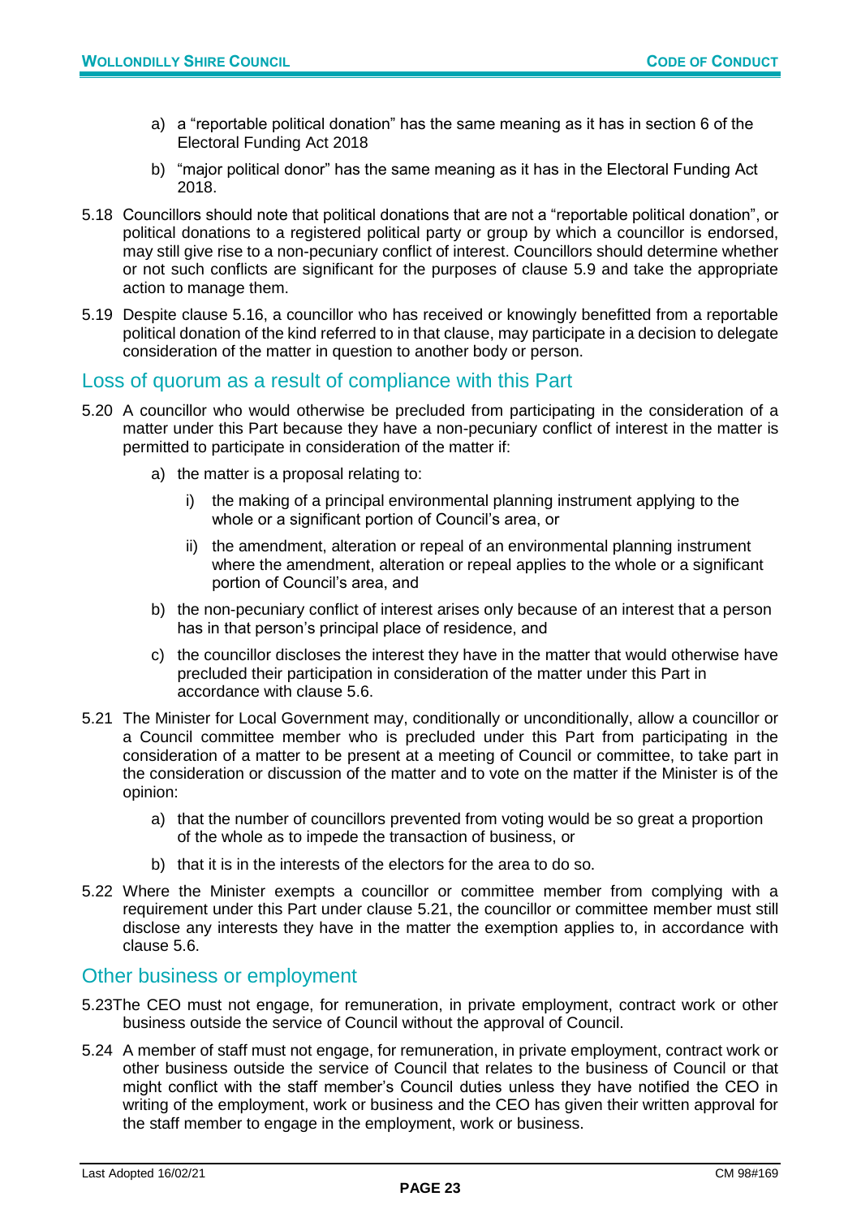a) a “reportable political donation” has the same meaning as it has in section 6 of the Electoral Funding Act 2018

b) “major political donor” has the same meaning as it has in the Electoral Funding Act 2018.

5.18 Councillors should note that political donations that are not a “reportable political donation”, or political donations to a registered political party or group by which a councillor is endorsed, may still give rise to a non-pecuniary conflict of interest. Councillors should determine whether or not such conflicts are significant for the purposes of clause 5.9 and take the appropriate action to manage them.

5.19 Despite clause 5.16, a councillor who has received or knowingly benefitted from a reportable political donation of the kind referred to in that clause, may participate in a decision to delegate consideration of the matter in question to another body or person.

## Loss of quorum as a result of compliance with this Part

5.20 A councillor who would otherwise be precluded from participating in the consideration of a matter under this Part because they have a non-pecuniary conflict of interest in the matter is permitted to participate in consideration of the matter if:

a) the matter is a proposal relating to:

i) the making of a principal environmental planning instrument applying to the whole or a significant portion of Council’s area, or

ii) the amendment, alteration or repeal of an environmental planning instrument where the amendment, alteration or repeal applies to the whole or a significant portion of Council’s area, and

b) the non-pecuniary conflict of interest arises only because of an interest that a person has in that person’s principal place of residence, and

c) the councillor discloses the interest they have in the matter that would otherwise have precluded their participation in consideration of the matter under this Part in accordance with clause 5.6.

5.21 The Minister for Local Government may, conditionally or unconditionally, allow a councillor or a Council committee member who is precluded under this Part from participating in the consideration of a matter to be present at a meeting of Council or committee, to take part in the consideration or discussion of the matter and to vote on the matter if the Minister is of the opinion:

a) that the number of councillors prevented from voting would be so great a proportion of the whole as to impede the transaction of business, or

b) that it is in the interests of the electors for the area to do so.

5.22 Where the Minister exempts a councillor or committee member from complying with a requirement under this Part under clause 5.21, the councillor or committee member must still disclose any interests they have in the matter the exemption applies to, in accordance with clause 5.6.

## Other business or employment

5.23 The CEO must not engage, for remuneration, in private employment, contract work or other business outside the service of Council without the approval of Council.

5.24 A member of staff must not engage, for remuneration, in private employment, contract work or other business outside the service of Council that relates to the business of Council or that might conflict with the staff member’s Council duties unless they have notified the CEO in writing of the employment, work or business and the CEO has given their written approval for the staff member to engage in the employment, work or business.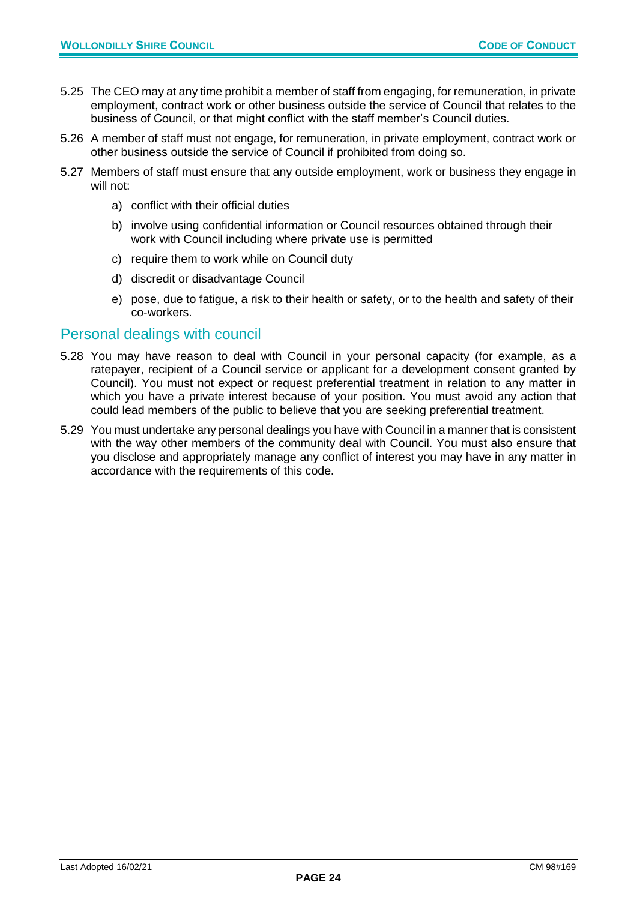5.25 The CEO may at any time prohibit a member of staff from engaging, for remuneration, in private employment, contract work or other business outside the service of Council that relates to the business of Council, or that might conflict with the staff member's Council duties.

5.26 A member of staff must not engage, for remuneration, in private employment, contract work or other business outside the service of Council if prohibited from doing so.

5.27 Members of staff must ensure that any outside employment, work or business they engage in will not:

a) conflict with their official duties

b) involve using confidential information or Council resources obtained through their work with Council including where private use is permitted

c) require them to work while on Council duty

d) discredit or disadvantage Council

e) pose, due to fatigue, a risk to their health or safety, or to the health and safety of their co-workers.

## Personal dealings with council

5.28 You may have reason to deal with Council in your personal capacity (for example, as a ratepayer, recipient of a Council service or applicant for a development consent granted by Council). You must not expect or request preferential treatment in relation to any matter in which you have a private interest because of your position. You must avoid any action that could lead members of the public to believe that you are seeking preferential treatment.

5.29 You must undertake any personal dealings you have with Council in a manner that is consistent with the way other members of the community deal with Council. You must also ensure that you disclose and appropriately manage any conflict of interest you may have in any matter in accordance with the requirements of this code.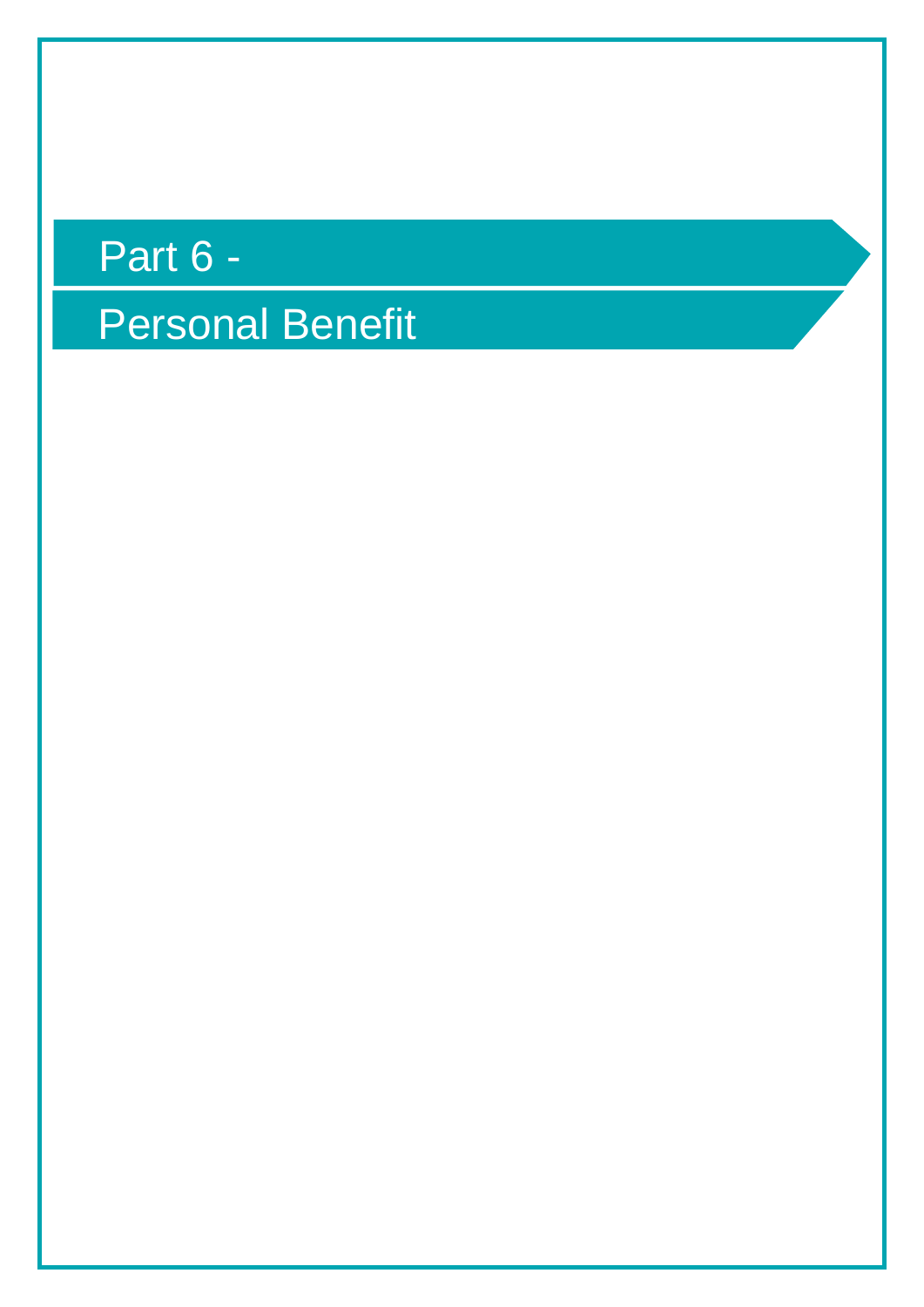# Part 6 - Personal Benefit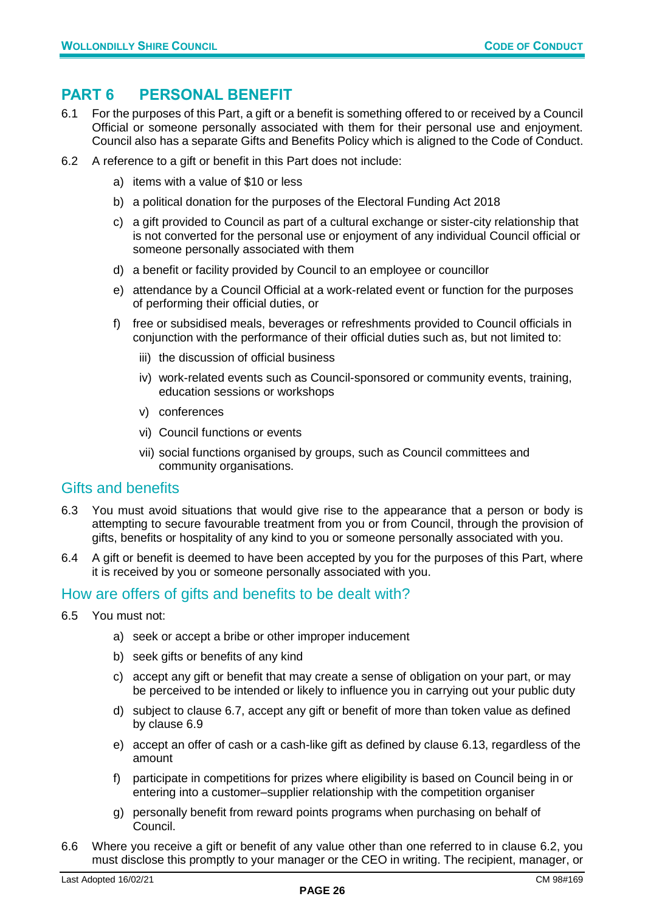# PART 6 PERSONAL BENEFIT

6.1 For the purposes of this Part, a gift or a benefit is something offered to or received by a Council Official or someone personally associated with them for their personal use and enjoyment. Council also has a separate Gifts and Benefits Policy which is aligned to the Code of Conduct.

6.2 A reference to a gift or benefit in this Part does not include:

   a) items with a value of $10 or less

   b) a political donation for the purposes of the Electoral Funding Act 2018

   c) a gift provided to Council as part of a cultural exchange or sister-city relationship that is not converted for the personal use or enjoyment of any individual Council official or someone personally associated with them

   d) a benefit or facility provided by Council to an employee or councillor

   e) attendance by a Council Official at a work-related event or function for the purposes of performing their official duties, or

   f) free or subsidised meals, beverages or refreshments provided to Council officials in conjunction with the performance of their official duties such as, but not limited to:

      iii) the discussion of official business

      iv) work-related events such as Council-sponsored or community events, training, education sessions or workshops

      v) conferences

      vi) Council functions or events

      vii) social functions organised by groups, such as Council committees and community organisations.

## Gifts and benefits

6.3 You must avoid situations that would give rise to the appearance that a person or body is attempting to secure favourable treatment from you or from Council, through the provision of gifts, benefits or hospitality of any kind to you or someone personally associated with you.

6.4 A gift or benefit is deemed to have been accepted by you for the purposes of this Part, where it is received by you or someone personally associated with you.

## How are offers of gifts and benefits to be dealt with?

6.5 You must not:

   a) seek or accept a bribe or other improper inducement

   b) seek gifts or benefits of any kind

   c) accept any gift or benefit that may create a sense of obligation on your part, or may be perceived to be intended or likely to influence you in carrying out your public duty

   d) subject to clause 6.7, accept any gift or benefit of more than token value as defined by clause 6.9

   e) accept an offer of cash or a cash-like gift as defined by clause 6.13, regardless of the amount

   f) participate in competitions for prizes where eligibility is based on Council being in or entering into a customer–supplier relationship with the competition organiser

   g) personally benefit from reward points programs when purchasing on behalf of Council.

6.6 Where you receive a gift or benefit of any value other than one referred to in clause 6.2, you must disclose this promptly to your manager or the CEO in writing. The recipient, manager, or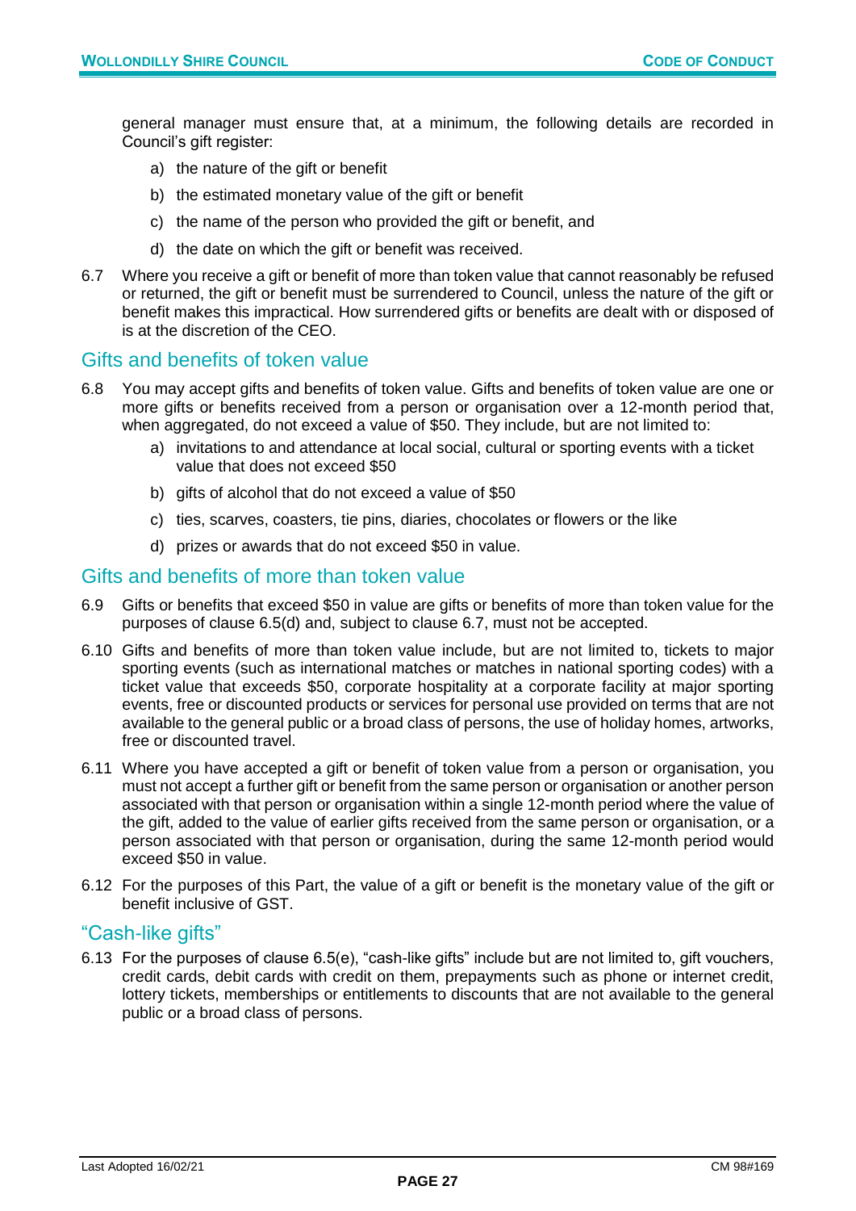general manager must ensure that, at a minimum, the following details are recorded in Council's gift register:

a) the nature of the gift or benefit
b) the estimated monetary value of the gift or benefit
c) the name of the person who provided the gift or benefit, and
d) the date on which the gift or benefit was received.

6.7 Where you receive a gift or benefit of more than token value that cannot reasonably be refused or returned, the gift or benefit must be surrendered to Council, unless the nature of the gift or benefit makes this impractical. How surrendered gifts or benefits are dealt with or disposed of is at the discretion of the CEO.

## Gifts and benefits of token value

6.8 You may accept gifts and benefits of token value. Gifts and benefits of token value are one or more gifts or benefits received from a person or organisation over a 12-month period that, when aggregated, do not exceed a value of $50. They include, but are not limited to:

a) invitations to and attendance at local social, cultural or sporting events with a ticket value that does not exceed $50
b) gifts of alcohol that do not exceed a value of $50
c) ties, scarves, coasters, tie pins, diaries, chocolates or flowers or the like
d) prizes or awards that do not exceed $50 in value.

## Gifts and benefits of more than token value

6.9 Gifts or benefits that exceed $50 in value are gifts or benefits of more than token value for the purposes of clause 6.5(d) and, subject to clause 6.7, must not be accepted.

6.10 Gifts and benefits of more than token value include, but are not limited to, tickets to major sporting events (such as international matches or matches in national sporting codes) with a ticket value that exceeds $50, corporate hospitality at a corporate facility at major sporting events, free or discounted products or services for personal use provided on terms that are not available to the general public or a broad class of persons, the use of holiday homes, artworks, free or discounted travel.

6.11 Where you have accepted a gift or benefit of token value from a person or organisation, you must not accept a further gift or benefit from the same person or organisation or another person associated with that person or organisation within a single 12-month period where the value of the gift, added to the value of earlier gifts received from the same person or organisation, or a person associated with that person or organisation, during the same 12-month period would exceed $50 in value.

6.12 For the purposes of this Part, the value of a gift or benefit is the monetary value of the gift or benefit inclusive of GST.

## "Cash-like gifts"

6.13 For the purposes of clause 6.5(e), "cash-like gifts" include but are not limited to, gift vouchers, credit cards, debit cards with credit on them, prepayments such as phone or internet credit, lottery tickets, memberships or entitlements to discounts that are not available to the general public or a broad class of persons.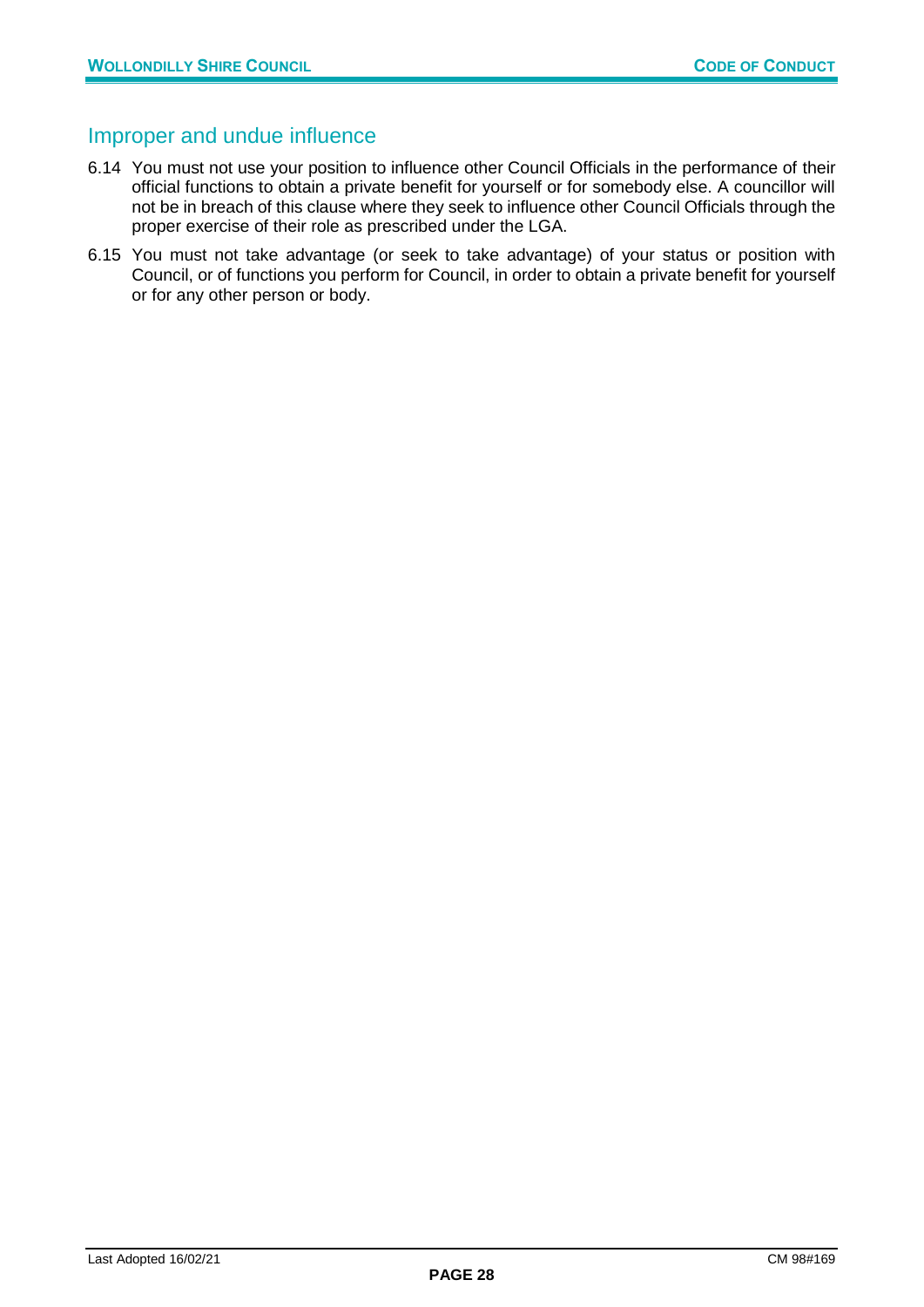## Improper and undue influence

6.14 You must not use your position to influence other Council Officials in the performance of their official functions to obtain a private benefit for yourself or for somebody else. A councillor will not be in breach of this clause where they seek to influence other Council Officials through the proper exercise of their role as prescribed under the LGA.

6.15 You must not take advantage (or seek to take advantage) of your status or position with Council, or of functions you perform for Council, in order to obtain a private benefit for yourself or for any other person or body.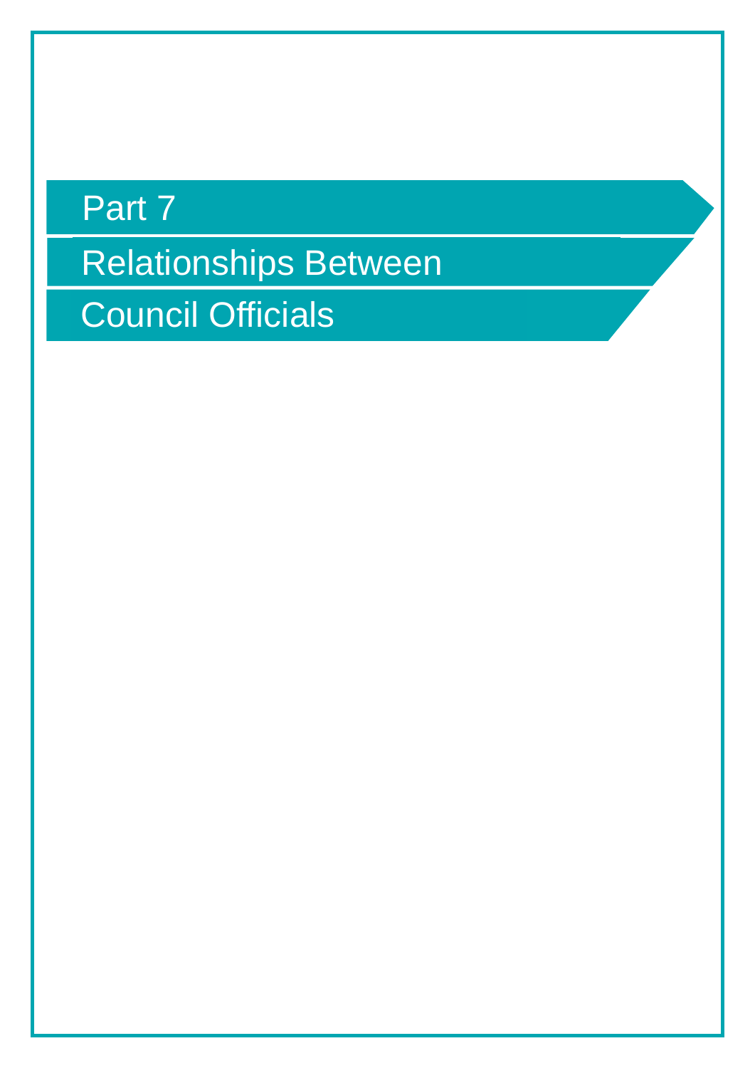# Part 7

# Relationships Between Council Officials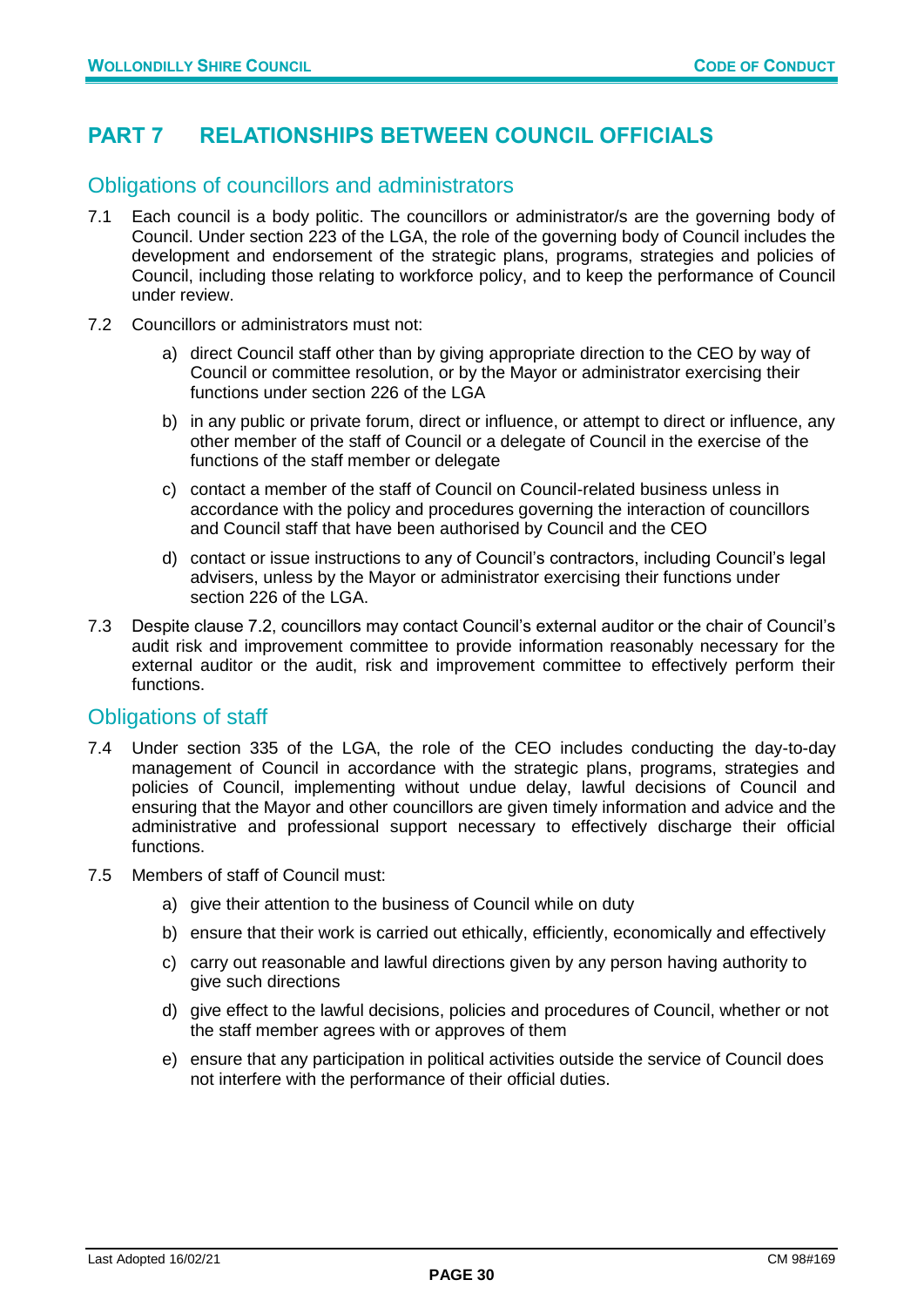# PART 7 RELATIONSHIPS BETWEEN COUNCIL OFFICIALS

## Obligations of councillors and administrators

7.1 Each council is a body politic. The councillors or administrator/s are the governing body of Council. Under section 223 of the LGA, the role of the governing body of Council includes the development and endorsement of the strategic plans, programs, strategies and policies of Council, including those relating to workforce policy, and to keep the performance of Council under review.

7.2 Councillors or administrators must not:

a) direct Council staff other than by giving appropriate direction to the CEO by way of Council or committee resolution, or by the Mayor or administrator exercising their functions under section 226 of the LGA

b) in any public or private forum, direct or influence, or attempt to direct or influence, any other member of the staff of Council or a delegate of Council in the exercise of the functions of the staff member or delegate

c) contact a member of the staff of Council on Council-related business unless in accordance with the policy and procedures governing the interaction of councillors and Council staff that have been authorised by Council and the CEO

d) contact or issue instructions to any of Council's contractors, including Council's legal advisers, unless by the Mayor or administrator exercising their functions under section 226 of the LGA.

7.3 Despite clause 7.2, councillors may contact Council's external auditor or the chair of Council's audit risk and improvement committee to provide information reasonably necessary for the external auditor or the audit, risk and improvement committee to effectively perform their functions.

## Obligations of staff

7.4 Under section 335 of the LGA, the role of the CEO includes conducting the day-to-day management of Council in accordance with the strategic plans, programs, strategies and policies of Council, implementing without undue delay, lawful decisions of Council and ensuring that the Mayor and other councillors are given timely information and advice and the administrative and professional support necessary to effectively discharge their official functions.

7.5 Members of staff of Council must:

a) give their attention to the business of Council while on duty

b) ensure that their work is carried out ethically, efficiently, economically and effectively

c) carry out reasonable and lawful directions given by any person having authority to give such directions

d) give effect to the lawful decisions, policies and procedures of Council, whether or not the staff member agrees with or approves of them

e) ensure that any participation in political activities outside the service of Council does not interfere with the performance of their official duties.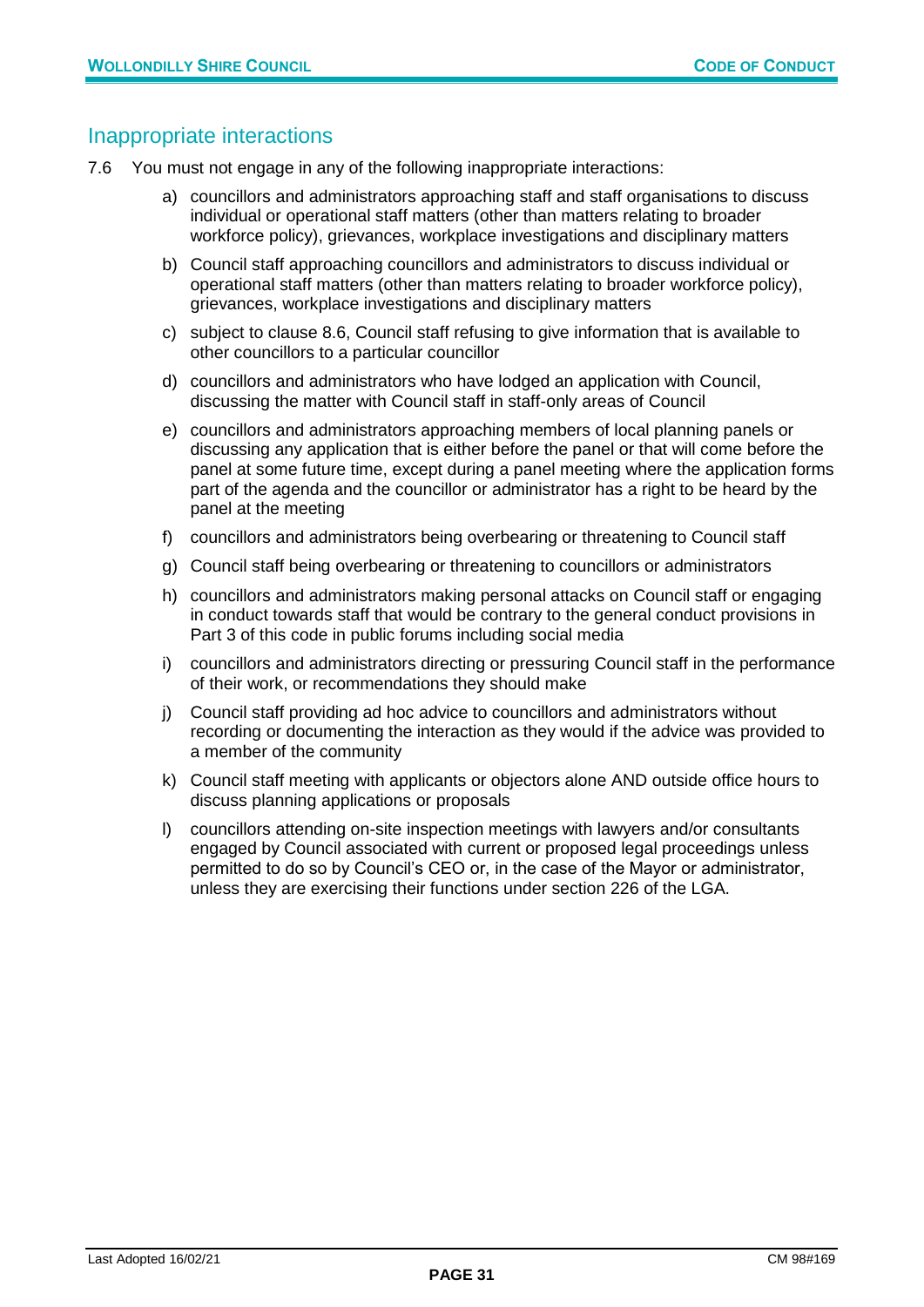## Inappropriate interactions

7.6 You must not engage in any of the following inappropriate interactions:

a) councillors and administrators approaching staff and staff organisations to discuss individual or operational staff matters (other than matters relating to broader workforce policy), grievances, workplace investigations and disciplinary matters

b) Council staff approaching councillors and administrators to discuss individual or operational staff matters (other than matters relating to broader workforce policy), grievances, workplace investigations and disciplinary matters

c) subject to clause 8.6, Council staff refusing to give information that is available to other councillors to a particular councillor

d) councillors and administrators who have lodged an application with Council, discussing the matter with Council staff in staff-only areas of Council

e) councillors and administrators approaching members of local planning panels or discussing any application that is either before the panel or that will come before the panel at some future time, except during a panel meeting where the application forms part of the agenda and the councillor or administrator has a right to be heard by the panel at the meeting

f) councillors and administrators being overbearing or threatening to Council staff

g) Council staff being overbearing or threatening to councillors or administrators

h) councillors and administrators making personal attacks on Council staff or engaging in conduct towards staff that would be contrary to the general conduct provisions in Part 3 of this code in public forums including social media

i) councillors and administrators directing or pressuring Council staff in the performance of their work, or recommendations they should make

j) Council staff providing ad hoc advice to councillors and administrators without recording or documenting the interaction as they would if the advice was provided to a member of the community

k) Council staff meeting with applicants or objectors alone AND outside office hours to discuss planning applications or proposals

l) councillors attending on-site inspection meetings with lawyers and/or consultants engaged by Council associated with current or proposed legal proceedings unless permitted to do so by Council's CEO or, in the case of the Mayor or administrator, unless they are exercising their functions under section 226 of the LGA.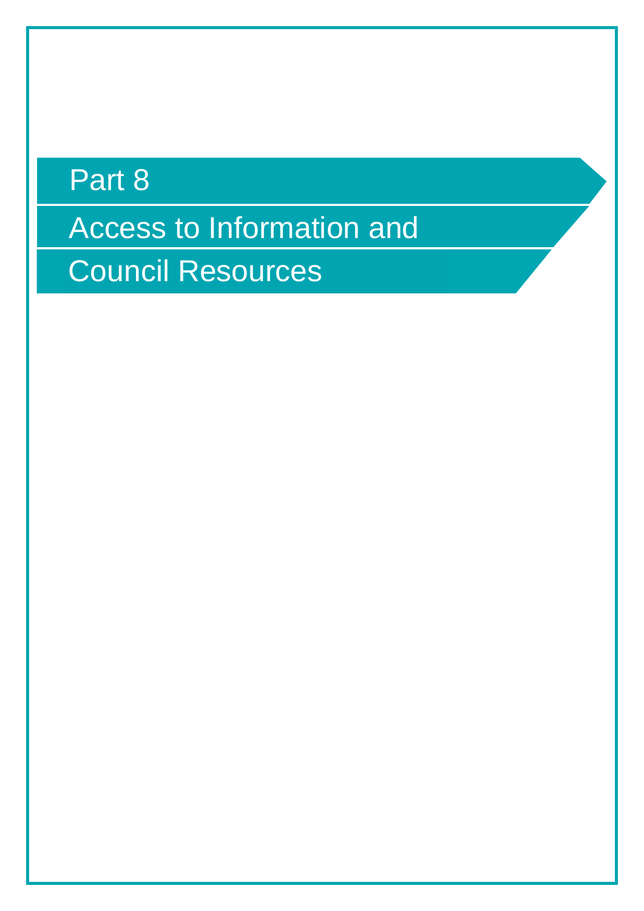# Part 8

## Access to Information and Council Resources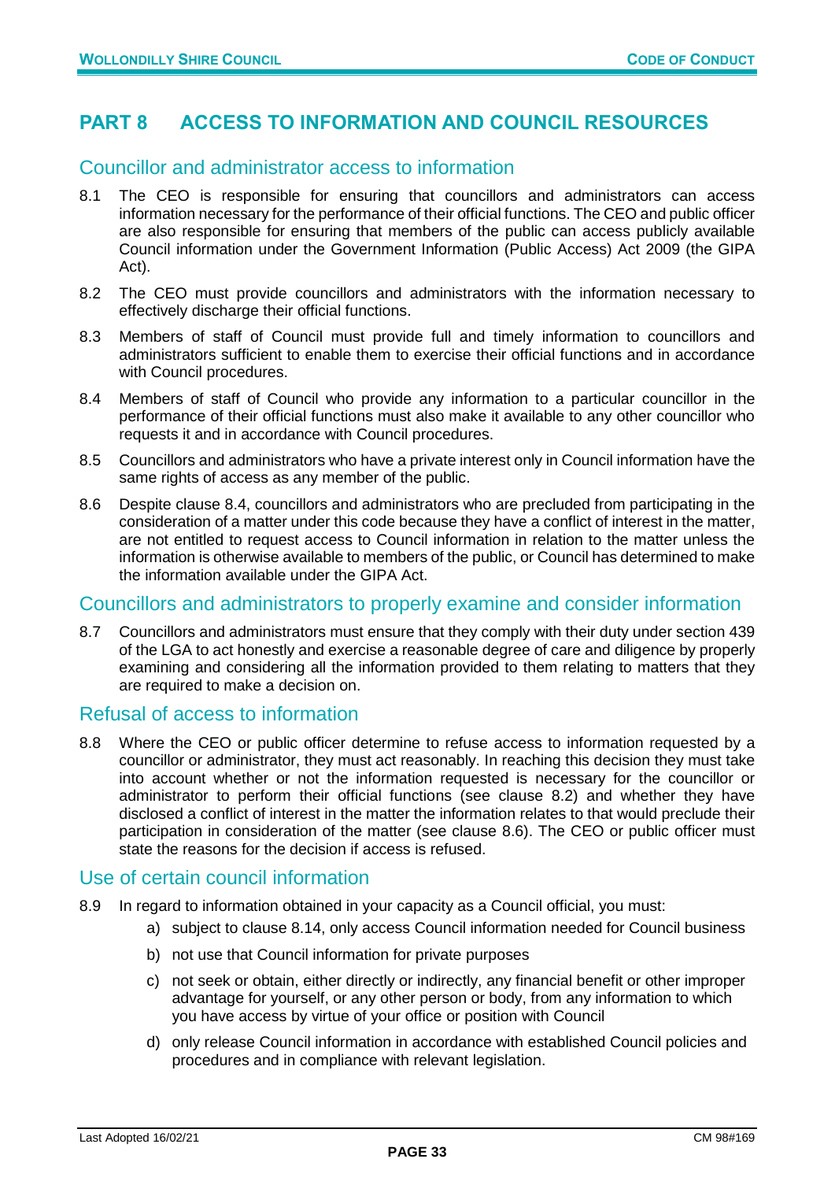# PART 8 ACCESS TO INFORMATION AND COUNCIL RESOURCES

## Councillor and administrator access to information

8.1 The CEO is responsible for ensuring that councillors and administrators can access information necessary for the performance of their official functions. The CEO and public officer are also responsible for ensuring that members of the public can access publicly available Council information under the Government Information (Public Access) Act 2009 (the GIPA Act).

8.2 The CEO must provide councillors and administrators with the information necessary to effectively discharge their official functions.

8.3 Members of staff of Council must provide full and timely information to councillors and administrators sufficient to enable them to exercise their official functions and in accordance with Council procedures.

8.4 Members of staff of Council who provide any information to a particular councillor in the performance of their official functions must also make it available to any other councillor who requests it and in accordance with Council procedures.

8.5 Councillors and administrators who have a private interest only in Council information have the same rights of access as any member of the public.

8.6 Despite clause 8.4, councillors and administrators who are precluded from participating in the consideration of a matter under this code because they have a conflict of interest in the matter, are not entitled to request access to Council information in relation to the matter unless the information is otherwise available to members of the public, or Council has determined to make the information available under the GIPA Act.

## Councillors and administrators to properly examine and consider information

8.7 Councillors and administrators must ensure that they comply with their duty under section 439 of the LGA to act honestly and exercise a reasonable degree of care and diligence by properly examining and considering all the information provided to them relating to matters that they are required to make a decision on.

## Refusal of access to information

8.8 Where the CEO or public officer determine to refuse access to information requested by a councillor or administrator, they must act reasonably. In reaching this decision they must take into account whether or not the information requested is necessary for the councillor or administrator to perform their official functions (see clause 8.2) and whether they have disclosed a conflict of interest in the matter the information relates to that would preclude their participation in consideration of the matter (see clause 8.6). The CEO or public officer must state the reasons for the decision if access is refused.

## Use of certain council information

8.9 In regard to information obtained in your capacity as a Council official, you must:

a) subject to clause 8.14, only access Council information needed for Council business

b) not use that Council information for private purposes

c) not seek or obtain, either directly or indirectly, any financial benefit or other improper advantage for yourself, or any other person or body, from any information to which you have access by virtue of your office or position with Council

d) only release Council information in accordance with established Council policies and procedures and in compliance with relevant legislation.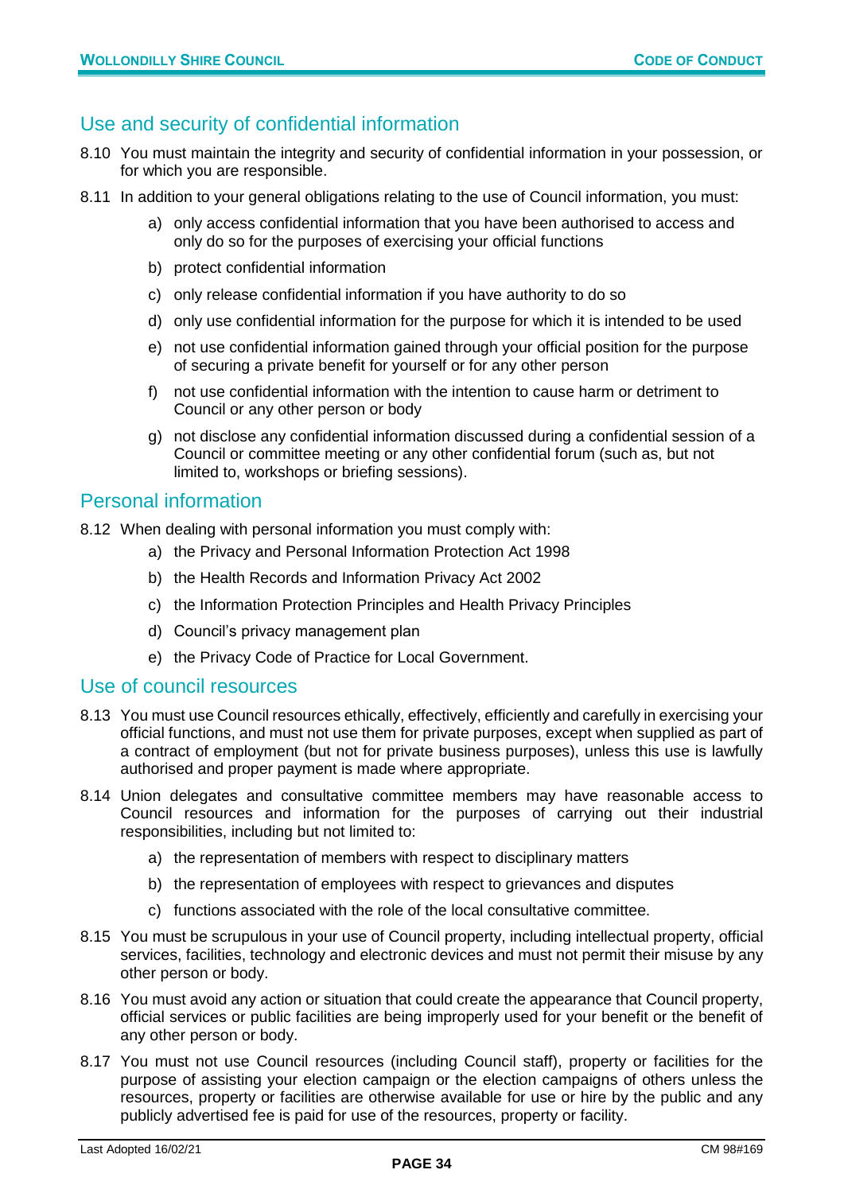## Use and security of confidential information

8.10 You must maintain the integrity and security of confidential information in your possession, or for which you are responsible.

8.11 In addition to your general obligations relating to the use of Council information, you must:

a) only access confidential information that you have been authorised to access and only do so for the purposes of exercising your official functions

b) protect confidential information

c) only release confidential information if you have authority to do so

d) only use confidential information for the purpose for which it is intended to be used

e) not use confidential information gained through your official position for the purpose of securing a private benefit for yourself or for any other person

f) not use confidential information with the intention to cause harm or detriment to Council or any other person or body

g) not disclose any confidential information discussed during a confidential session of a Council or committee meeting or any other confidential forum (such as, but not limited to, workshops or briefing sessions).

## Personal information

8.12 When dealing with personal information you must comply with:

a) the Privacy and Personal Information Protection Act 1998

b) the Health Records and Information Privacy Act 2002

c) the Information Protection Principles and Health Privacy Principles

d) Council's privacy management plan

e) the Privacy Code of Practice for Local Government.

## Use of council resources

8.13 You must use Council resources ethically, effectively, efficiently and carefully in exercising your official functions, and must not use them for private purposes, except when supplied as part of a contract of employment (but not for private business purposes), unless this use is lawfully authorised and proper payment is made where appropriate.

8.14 Union delegates and consultative committee members may have reasonable access to Council resources and information for the purposes of carrying out their industrial responsibilities, including but not limited to:

a) the representation of members with respect to disciplinary matters

b) the representation of employees with respect to grievances and disputes

c) functions associated with the role of the local consultative committee.

8.15 You must be scrupulous in your use of Council property, including intellectual property, official services, facilities, technology and electronic devices and must not permit their misuse by any other person or body.

8.16 You must avoid any action or situation that could create the appearance that Council property, official services or public facilities are being improperly used for your benefit or the benefit of any other person or body.

8.17 You must not use Council resources (including Council staff), property or facilities for the purpose of assisting your election campaign or the election campaigns of others unless the resources, property or facilities are otherwise available for use or hire by the public and any publicly advertised fee is paid for use of the resources, property or facility.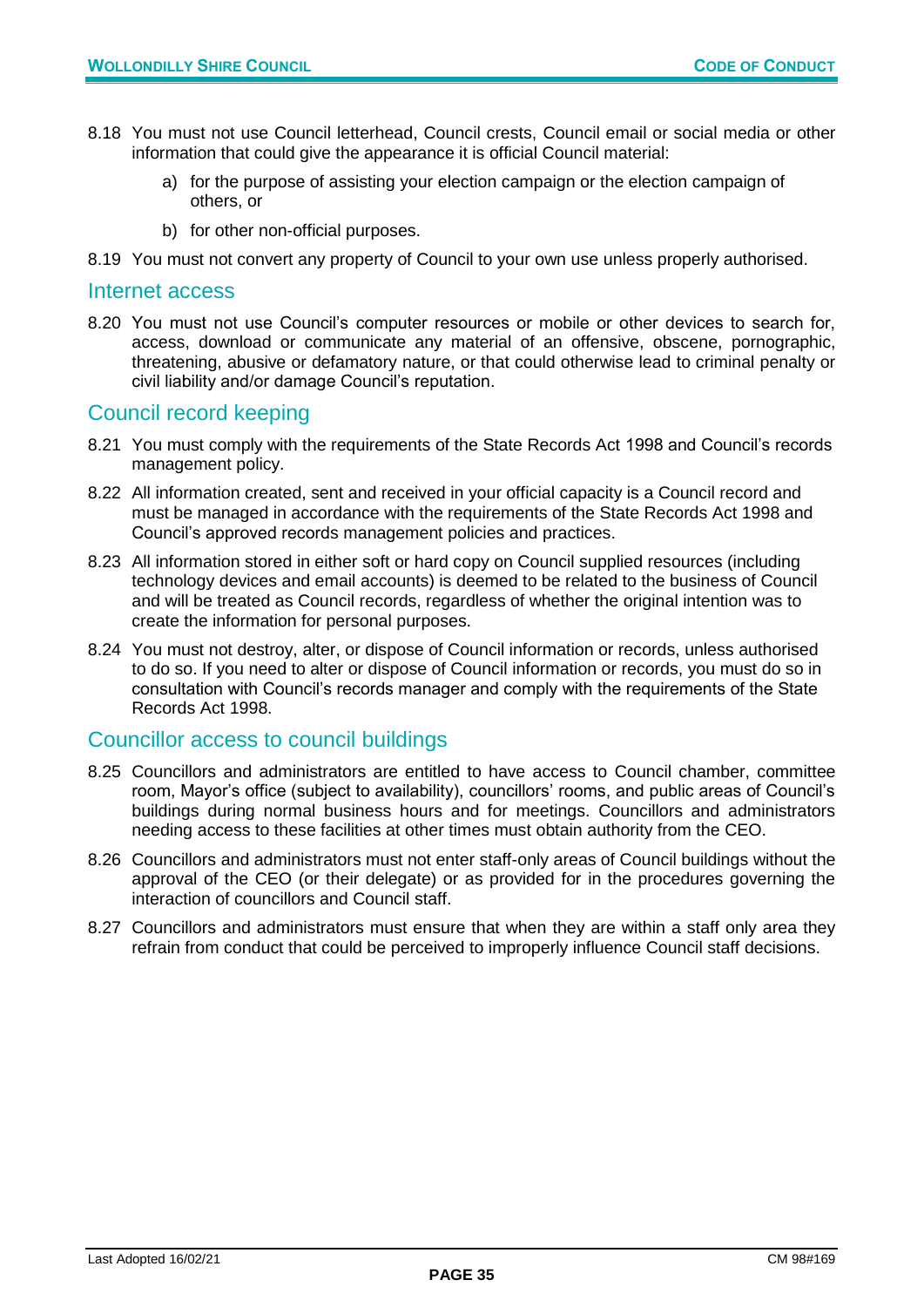8.18 You must not use Council letterhead, Council crests, Council email or social media or other information that could give the appearance it is official Council material:

a) for the purpose of assisting your election campaign or the election campaign of others, or

b) for other non-official purposes.

8.19 You must not convert any property of Council to your own use unless properly authorised.

## Internet access

8.20 You must not use Council's computer resources or mobile or other devices to search for, access, download or communicate any material of an offensive, obscene, pornographic, threatening, abusive or defamatory nature, or that could otherwise lead to criminal penalty or civil liability and/or damage Council's reputation.

## Council record keeping

8.21 You must comply with the requirements of the State Records Act 1998 and Council's records management policy.

8.22 All information created, sent and received in your official capacity is a Council record and must be managed in accordance with the requirements of the State Records Act 1998 and Council's approved records management policies and practices.

8.23 All information stored in either soft or hard copy on Council supplied resources (including technology devices and email accounts) is deemed to be related to the business of Council and will be treated as Council records, regardless of whether the original intention was to create the information for personal purposes.

8.24 You must not destroy, alter, or dispose of Council information or records, unless authorised to do so. If you need to alter or dispose of Council information or records, you must do so in consultation with Council's records manager and comply with the requirements of the State Records Act 1998.

## Councillor access to council buildings

8.25 Councillors and administrators are entitled to have access to Council chamber, committee room, Mayor's office (subject to availability), councillors' rooms, and public areas of Council's buildings during normal business hours and for meetings. Councillors and administrators needing access to these facilities at other times must obtain authority from the CEO.

8.26 Councillors and administrators must not enter staff-only areas of Council buildings without the approval of the CEO (or their delegate) or as provided for in the procedures governing the interaction of councillors and Council staff.

8.27 Councillors and administrators must ensure that when they are within a staff only area they refrain from conduct that could be perceived to improperly influence Council staff decisions.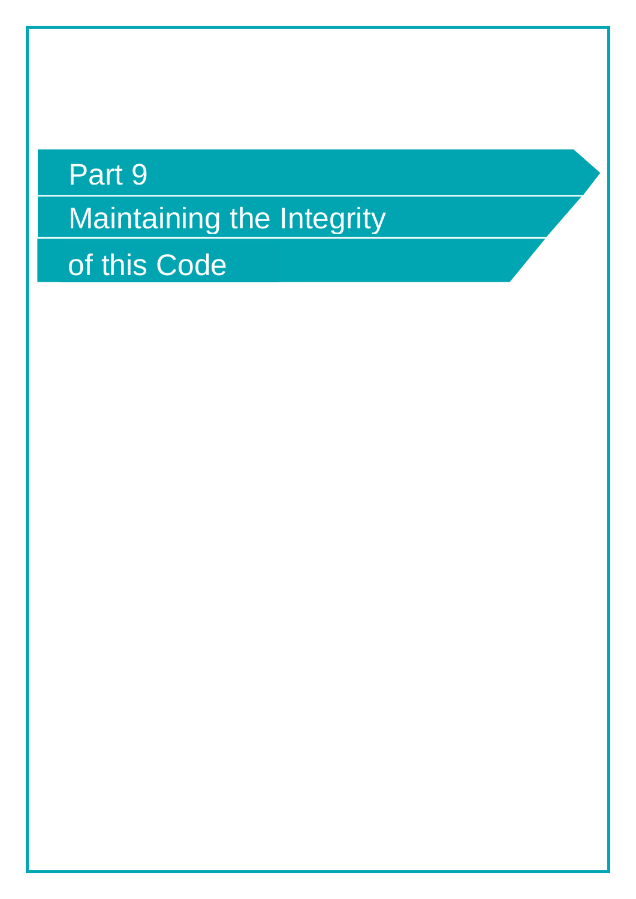# Part 9

# Maintaining the Integrity of this Code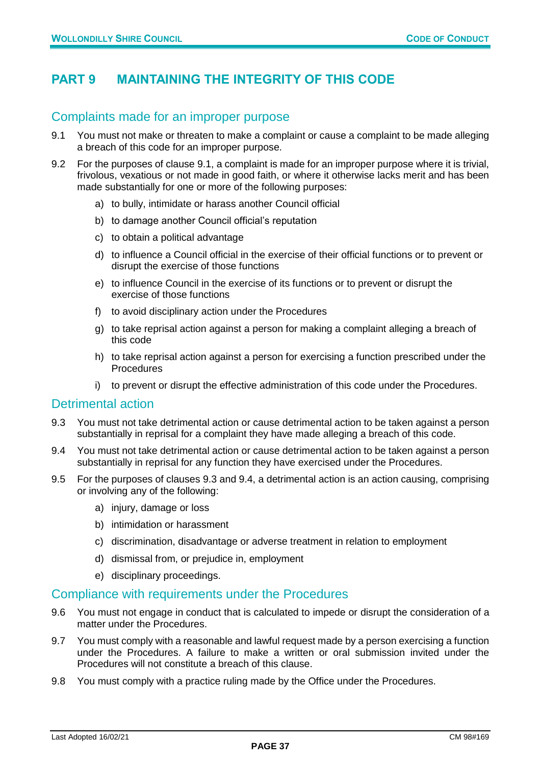# PART 9 MAINTAINING THE INTEGRITY OF THIS CODE

## Complaints made for an improper purpose

9.1 You must not make or threaten to make a complaint or cause a complaint to be made alleging a breach of this code for an improper purpose.

9.2 For the purposes of clause 9.1, a complaint is made for an improper purpose where it is trivial, frivolous, vexatious or not made in good faith, or where it otherwise lacks merit and has been made substantially for one or more of the following purposes:

a) to bully, intimidate or harass another Council official
b) to damage another Council official's reputation
c) to obtain a political advantage
d) to influence a Council official in the exercise of their official functions or to prevent or disrupt the exercise of those functions
e) to influence Council in the exercise of its functions or to prevent or disrupt the exercise of those functions
f) to avoid disciplinary action under the Procedures
g) to take reprisal action against a person for making a complaint alleging a breach of this code
h) to take reprisal action against a person for exercising a function prescribed under the Procedures
i) to prevent or disrupt the effective administration of this code under the Procedures.

## Detrimental action

9.3 You must not take detrimental action or cause detrimental action to be taken against a person substantially in reprisal for a complaint they have made alleging a breach of this code.

9.4 You must not take detrimental action or cause detrimental action to be taken against a person substantially in reprisal for any function they have exercised under the Procedures.

9.5 For the purposes of clauses 9.3 and 9.4, a detrimental action is an action causing, comprising or involving any of the following:

a) injury, damage or loss
b) intimidation or harassment
c) discrimination, disadvantage or adverse treatment in relation to employment
d) dismissal from, or prejudice in, employment
e) disciplinary proceedings.

## Compliance with requirements under the Procedures

9.6 You must not engage in conduct that is calculated to impede or disrupt the consideration of a matter under the Procedures.

9.7 You must comply with a reasonable and lawful request made by a person exercising a function under the Procedures. A failure to make a written or oral submission invited under the Procedures will not constitute a breach of this clause.

9.8 You must comply with a practice ruling made by the Office under the Procedures.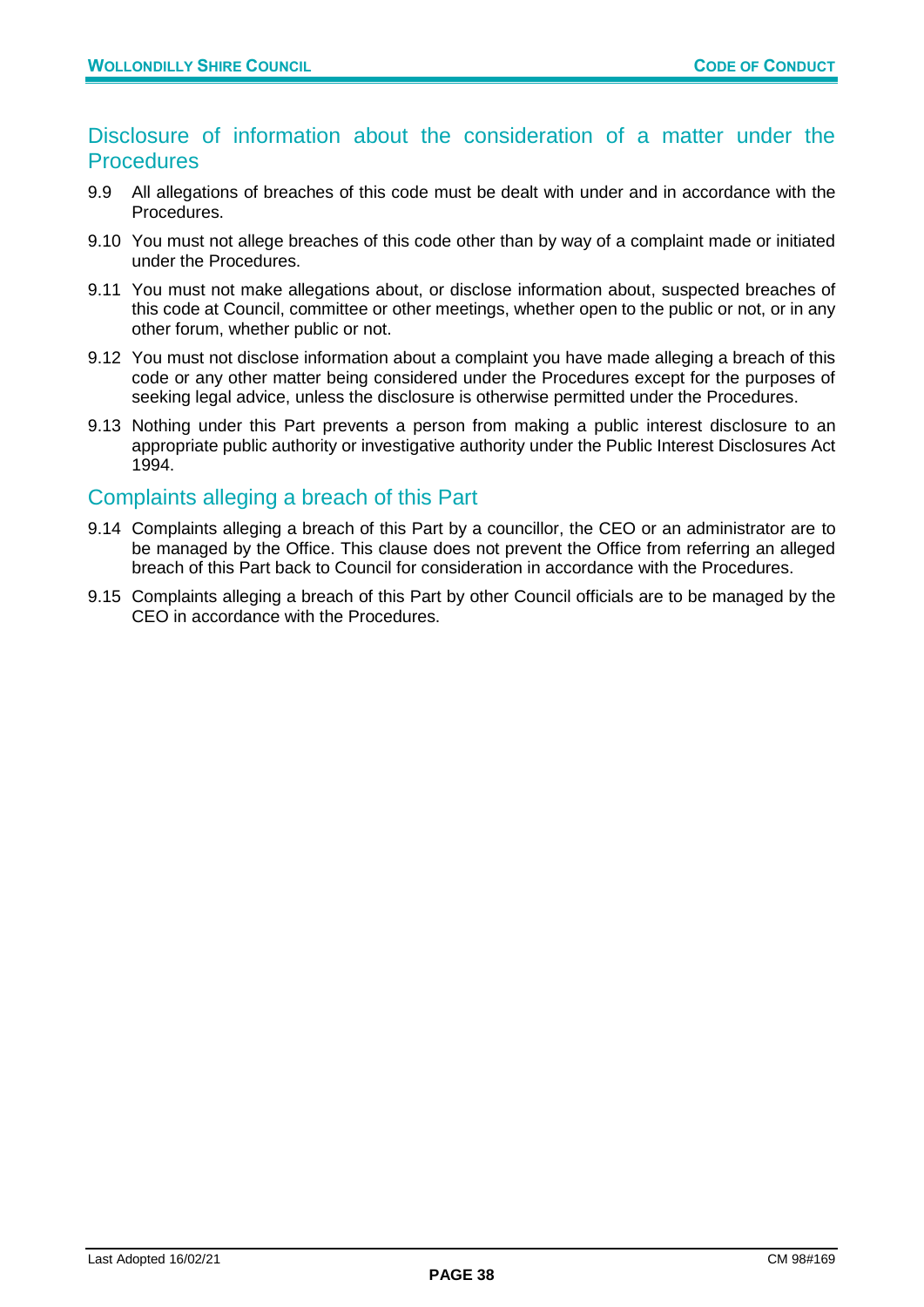## Disclosure of information about the consideration of a matter under the Procedures

9.9 All allegations of breaches of this code must be dealt with under and in accordance with the Procedures.

9.10 You must not allege breaches of this code other than by way of a complaint made or initiated under the Procedures.

9.11 You must not make allegations about, or disclose information about, suspected breaches of this code at Council, committee or other meetings, whether open to the public or not, or in any other forum, whether public or not.

9.12 You must not disclose information about a complaint you have made alleging a breach of this code or any other matter being considered under the Procedures except for the purposes of seeking legal advice, unless the disclosure is otherwise permitted under the Procedures.

9.13 Nothing under this Part prevents a person from making a public interest disclosure to an appropriate public authority or investigative authority under the Public Interest Disclosures Act 1994.

## Complaints alleging a breach of this Part

9.14 Complaints alleging a breach of this Part by a councillor, the CEO or an administrator are to be managed by the Office. This clause does not prevent the Office from referring an alleged breach of this Part back to Council for consideration in accordance with the Procedures.

9.15 Complaints alleging a breach of this Part by other Council officials are to be managed by the CEO in accordance with the Procedures.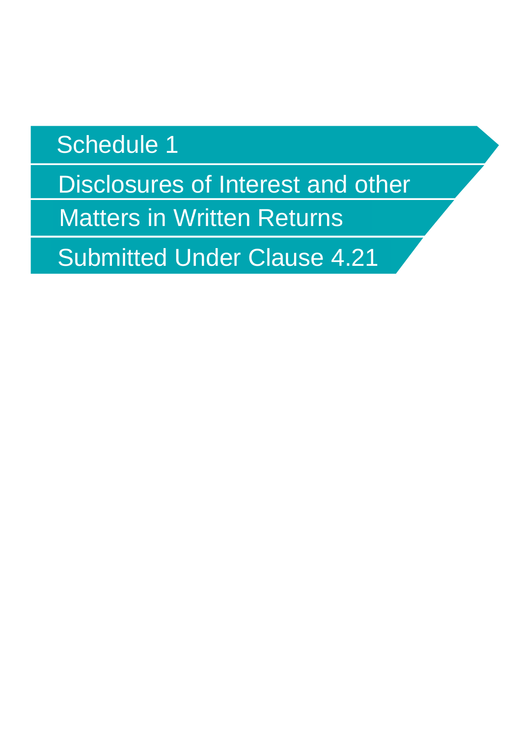# Schedule 1

## Disclosures of Interest and other Matters in Written Returns Submitted Under Clause 4.21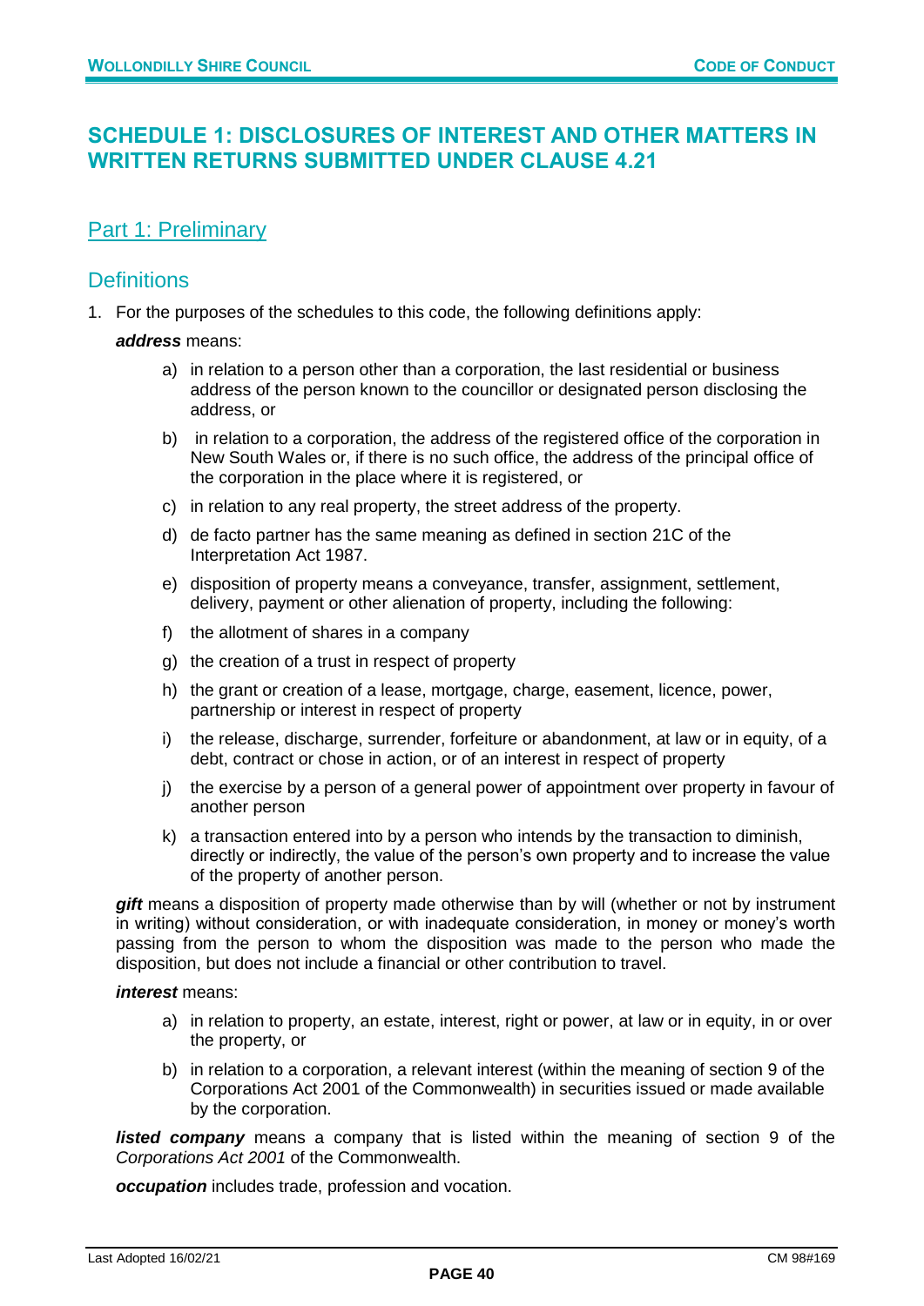# SCHEDULE 1: DISCLOSURES OF INTEREST AND OTHER MATTERS IN WRITTEN RETURNS SUBMITTED UNDER CLAUSE 4.21

## Part 1: Preliminary

### Definitions

1. For the purposes of the schedules to this code, the following definitions apply:

   ***address*** means:

   a) in relation to a person other than a corporation, the last residential or business address of the person known to the councillor or designated person disclosing the address, or

   b) in relation to a corporation, the address of the registered office of the corporation in New South Wales or, if there is no such office, the address of the principal office of the corporation in the place where it is registered, or

   c) in relation to any real property, the street address of the property.

   d) de facto partner has the same meaning as defined in section 21C of the Interpretation Act 1987.

   e) disposition of property means a conveyance, transfer, assignment, settlement, delivery, payment or other alienation of property, including the following:

   f) the allotment of shares in a company

   g) the creation of a trust in respect of property

   h) the grant or creation of a lease, mortgage, charge, easement, licence, power, partnership or interest in respect of property

   i) the release, discharge, surrender, forfeiture or abandonment, at law or in equity, of a debt, contract or chose in action, or of an interest in respect of property

   j) the exercise by a person of a general power of appointment over property in favour of another person

   k) a transaction entered into by a person who intends by the transaction to diminish, directly or indirectly, the value of the person's own property and to increase the value of the property of another person.

   ***gift*** means a disposition of property made otherwise than by will (whether or not by instrument in writing) without consideration, or with inadequate consideration, in money or money's worth passing from the person to whom the disposition was made to the person who made the disposition, but does not include a financial or other contribution to travel.

   ***interest*** means:

   a) in relation to property, an estate, interest, right or power, at law or in equity, in or over the property, or

   b) in relation to a corporation, a relevant interest (within the meaning of section 9 of the Corporations Act 2001 of the Commonwealth) in securities issued or made available by the corporation.

   ***listed company*** means a company that is listed within the meaning of section 9 of the *Corporations Act 2001* of the Commonwealth.

   ***occupation*** includes trade, profession and vocation.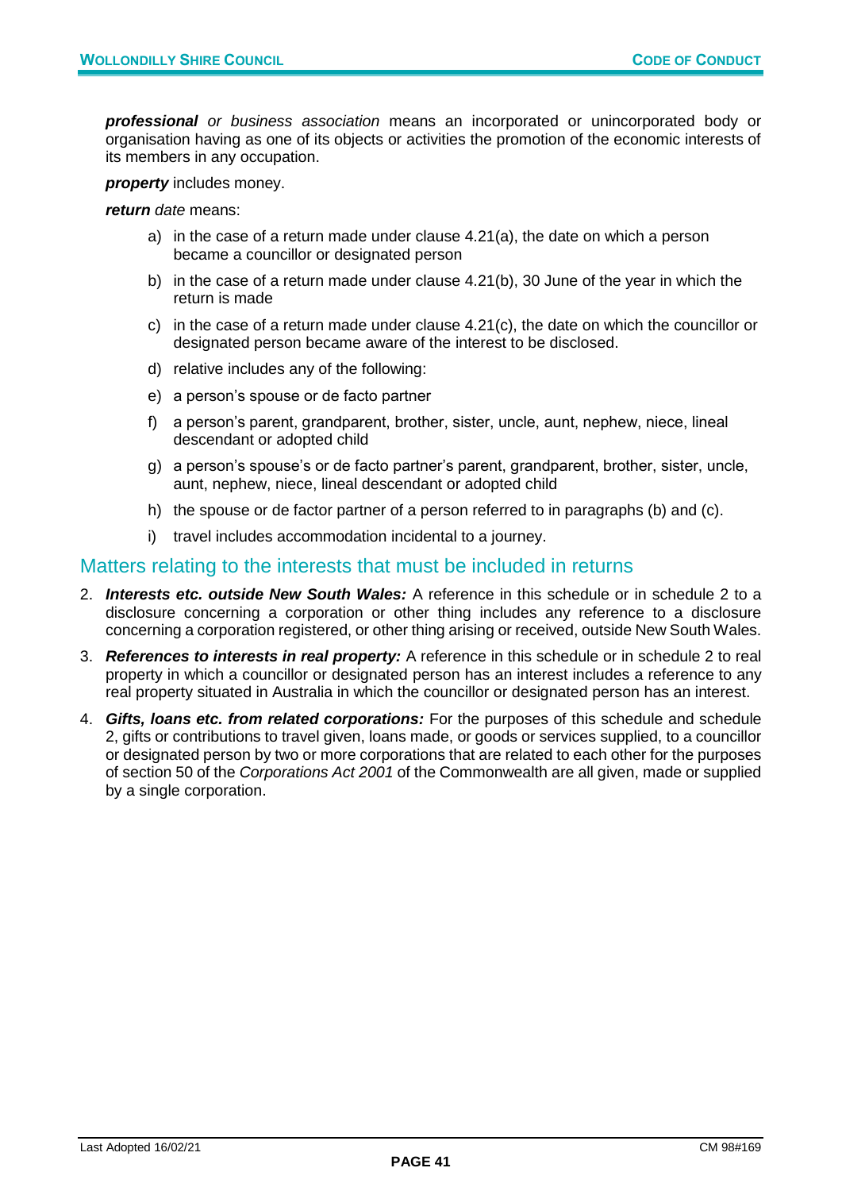***professional*** *or business association* means an incorporated or unincorporated body or organisation having as one of its objects or activities the promotion of the economic interests of its members in any occupation.

***property*** includes money.

***return*** *date* means:

a) in the case of a return made under clause 4.21(a), the date on which a person became a councillor or designated person
b) in the case of a return made under clause 4.21(b), 30 June of the year in which the return is made
c) in the case of a return made under clause 4.21(c), the date on which the councillor or designated person became aware of the interest to be disclosed.
d) relative includes any of the following:
e) a person's spouse or de facto partner
f) a person's parent, grandparent, brother, sister, uncle, aunt, nephew, niece, lineal descendant or adopted child
g) a person's spouse's or de facto partner's parent, grandparent, brother, sister, uncle, aunt, nephew, niece, lineal descendant or adopted child
h) the spouse or de factor partner of a person referred to in paragraphs (b) and (c).
i) travel includes accommodation incidental to a journey.

## Matters relating to the interests that must be included in returns

2. ***Interests etc. outside New South Wales:*** A reference in this schedule or in schedule 2 to a disclosure concerning a corporation or other thing includes any reference to a disclosure concerning a corporation registered, or other thing arising or received, outside New South Wales.
3. ***References to interests in real property:*** A reference in this schedule or in schedule 2 to real property in which a councillor or designated person has an interest includes a reference to any real property situated in Australia in which the councillor or designated person has an interest.
4. ***Gifts, loans etc. from related corporations:*** For the purposes of this schedule and schedule 2, gifts or contributions to travel given, loans made, or goods or services supplied, to a councillor or designated person by two or more corporations that are related to each other for the purposes of section 50 of the *Corporations Act 2001* of the Commonwealth are all given, made or supplied by a single corporation.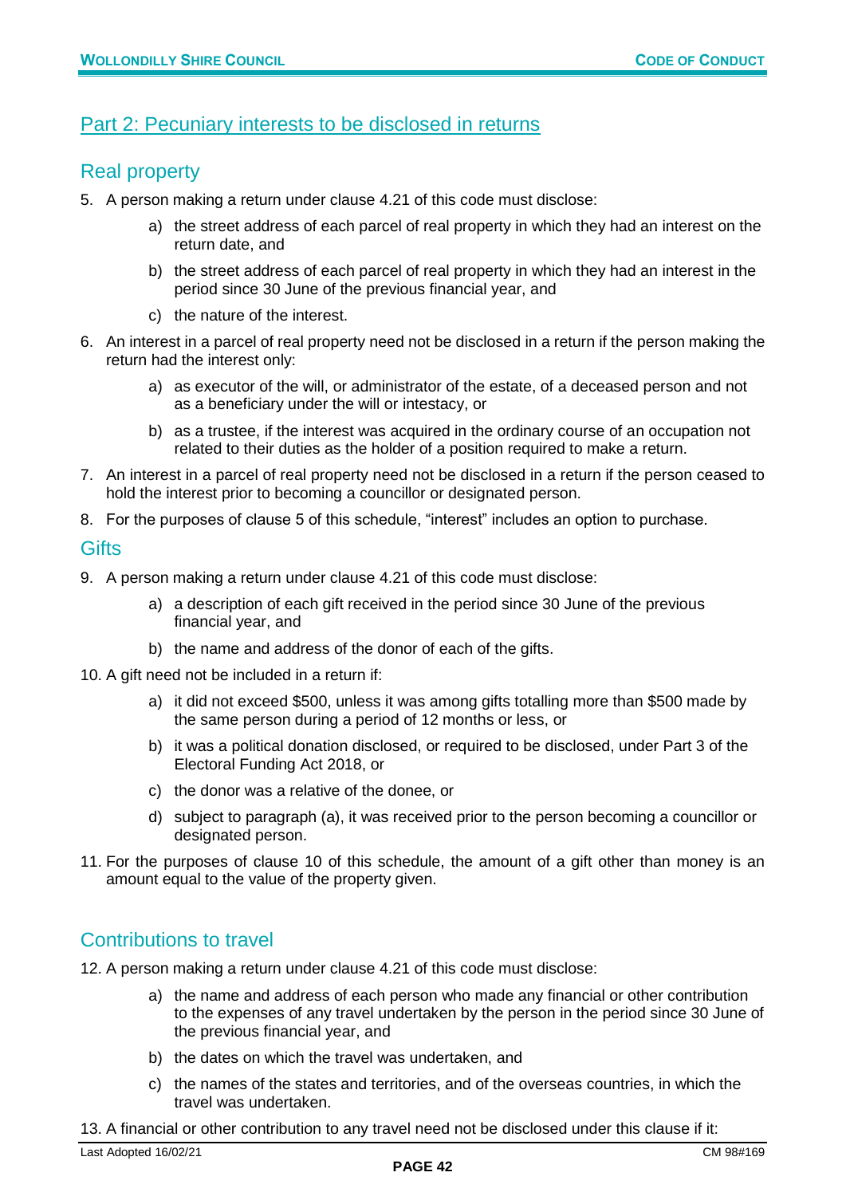## Part 2: Pecuniary interests to be disclosed in returns

### Real property

5. A person making a return under clause 4.21 of this code must disclose:
   a) the street address of each parcel of real property in which they had an interest on the return date, and
   b) the street address of each parcel of real property in which they had an interest in the period since 30 June of the previous financial year, and
   c) the nature of the interest.
6. An interest in a parcel of real property need not be disclosed in a return if the person making the return had the interest only:
   a) as executor of the will, or administrator of the estate, of a deceased person and not as a beneficiary under the will or intestacy, or
   b) as a trustee, if the interest was acquired in the ordinary course of an occupation not related to their duties as the holder of a position required to make a return.
7. An interest in a parcel of real property need not be disclosed in a return if the person ceased to hold the interest prior to becoming a councillor or designated person.
8. For the purposes of clause 5 of this schedule, "interest" includes an option to purchase.

### Gifts

9. A person making a return under clause 4.21 of this code must disclose:
   a) a description of each gift received in the period since 30 June of the previous financial year, and
   b) the name and address of the donor of each of the gifts.
10. A gift need not be included in a return if:
    a) it did not exceed $500, unless it was among gifts totalling more than $500 made by the same person during a period of 12 months or less, or
    b) it was a political donation disclosed, or required to be disclosed, under Part 3 of the Electoral Funding Act 2018, or
    c) the donor was a relative of the donee, or
    d) subject to paragraph (a), it was received prior to the person becoming a councillor or designated person.
11. For the purposes of clause 10 of this schedule, the amount of a gift other than money is an amount equal to the value of the property given.

### Contributions to travel

12. A person making a return under clause 4.21 of this code must disclose:
    a) the name and address of each person who made any financial or other contribution to the expenses of any travel undertaken by the person in the period since 30 June of the previous financial year, and
    b) the dates on which the travel was undertaken, and
    c) the names of the states and territories, and of the overseas countries, in which the travel was undertaken.
13. A financial or other contribution to any travel need not be disclosed under this clause if it: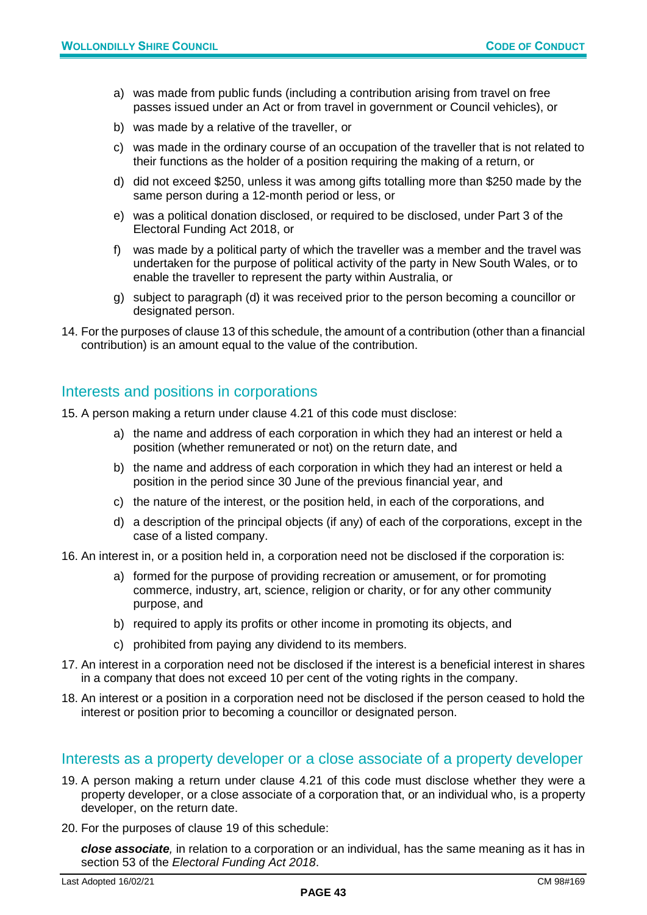a) was made from public funds (including a contribution arising from travel on free passes issued under an Act or from travel in government or Council vehicles), or

b) was made by a relative of the traveller, or

c) was made in the ordinary course of an occupation of the traveller that is not related to their functions as the holder of a position requiring the making of a return, or

d) did not exceed $250, unless it was among gifts totalling more than $250 made by the same person during a 12-month period or less, or

e) was a political donation disclosed, or required to be disclosed, under Part 3 of the Electoral Funding Act 2018, or

f) was made by a political party of which the traveller was a member and the travel was undertaken for the purpose of political activity of the party in New South Wales, or to enable the traveller to represent the party within Australia, or

g) subject to paragraph (d) it was received prior to the person becoming a councillor or designated person.

14. For the purposes of clause 13 of this schedule, the amount of a contribution (other than a financial contribution) is an amount equal to the value of the contribution.

## Interests and positions in corporations

15. A person making a return under clause 4.21 of this code must disclose:

    a) the name and address of each corporation in which they had an interest or held a position (whether remunerated or not) on the return date, and

    b) the name and address of each corporation in which they had an interest or held a position in the period since 30 June of the previous financial year, and

    c) the nature of the interest, or the position held, in each of the corporations, and

    d) a description of the principal objects (if any) of each of the corporations, except in the case of a listed company.

16. An interest in, or a position held in, a corporation need not be disclosed if the corporation is:

    a) formed for the purpose of providing recreation or amusement, or for promoting commerce, industry, art, science, religion or charity, or for any other community purpose, and

    b) required to apply its profits or other income in promoting its objects, and

    c) prohibited from paying any dividend to its members.

17. An interest in a corporation need not be disclosed if the interest is a beneficial interest in shares in a company that does not exceed 10 per cent of the voting rights in the company.

18. An interest or a position in a corporation need not be disclosed if the person ceased to hold the interest or position prior to becoming a councillor or designated person.

## Interests as a property developer or a close associate of a property developer

19. A person making a return under clause 4.21 of this code must disclose whether they were a property developer, or a close associate of a corporation that, or an individual who, is a property developer, on the return date.

20. For the purposes of clause 19 of this schedule:

    ***close associate**,* in relation to a corporation or an individual, has the same meaning as it has in section 53 of the *Electoral Funding Act 2018*.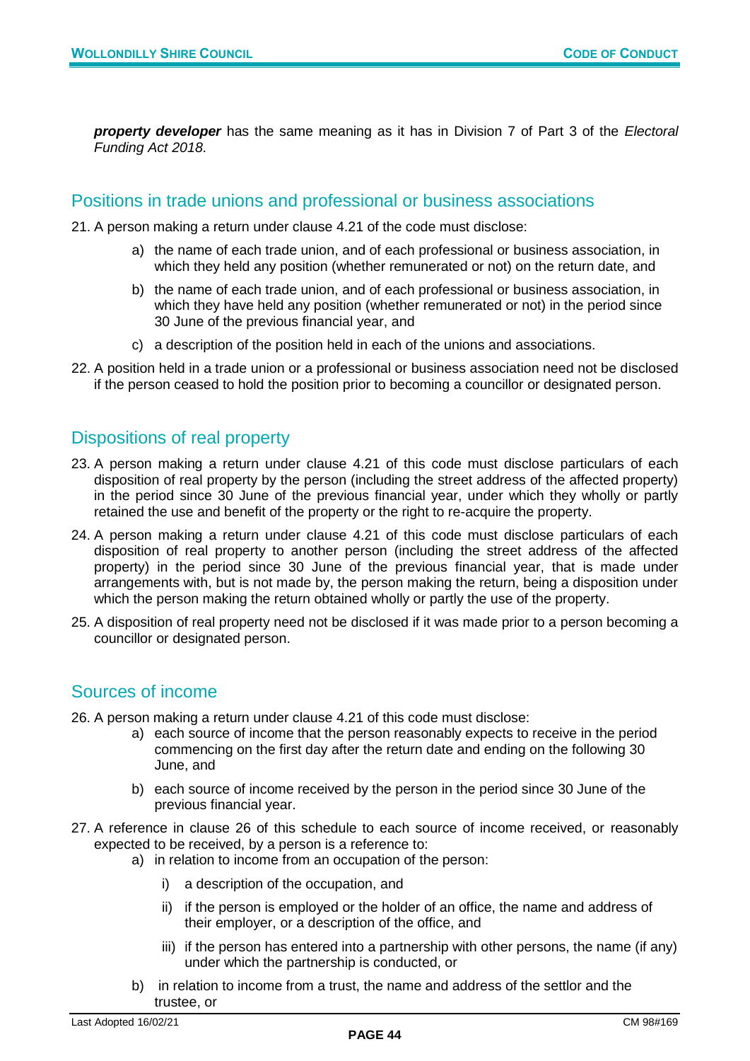***property developer*** has the same meaning as it has in Division 7 of Part 3 of the *Electoral Funding Act 2018*.

## Positions in trade unions and professional or business associations

21. A person making a return under clause 4.21 of the code must disclose:
    - a) the name of each trade union, and of each professional or business association, in which they held any position (whether remunerated or not) on the return date, and
    - b) the name of each trade union, and of each professional or business association, in which they have held any position (whether remunerated or not) in the period since 30 June of the previous financial year, and
    - c) a description of the position held in each of the unions and associations.
22. A position held in a trade union or a professional or business association need not be disclosed if the person ceased to hold the position prior to becoming a councillor or designated person.

## Dispositions of real property

23. A person making a return under clause 4.21 of this code must disclose particulars of each disposition of real property by the person (including the street address of the affected property) in the period since 30 June of the previous financial year, under which they wholly or partly retained the use and benefit of the property or the right to re-acquire the property.
24. A person making a return under clause 4.21 of this code must disclose particulars of each disposition of real property to another person (including the street address of the affected property) in the period since 30 June of the previous financial year, that is made under arrangements with, but is not made by, the person making the return, being a disposition under which the person making the return obtained wholly or partly the use of the property.
25. A disposition of real property need not be disclosed if it was made prior to a person becoming a councillor or designated person.

## Sources of income

26. A person making a return under clause 4.21 of this code must disclose:
    - a) each source of income that the person reasonably expects to receive in the period commencing on the first day after the return date and ending on the following 30 June, and
    - b) each source of income received by the person in the period since 30 June of the previous financial year.
27. A reference in clause 26 of this schedule to each source of income received, or reasonably expected to be received, by a person is a reference to:
    - a) in relation to income from an occupation of the person:
        - i) a description of the occupation, and
        - ii) if the person is employed or the holder of an office, the name and address of their employer, or a description of the office, and
        - iii) if the person has entered into a partnership with other persons, the name (if any) under which the partnership is conducted, or
    - b) in relation to income from a trust, the name and address of the settlor and the trustee, or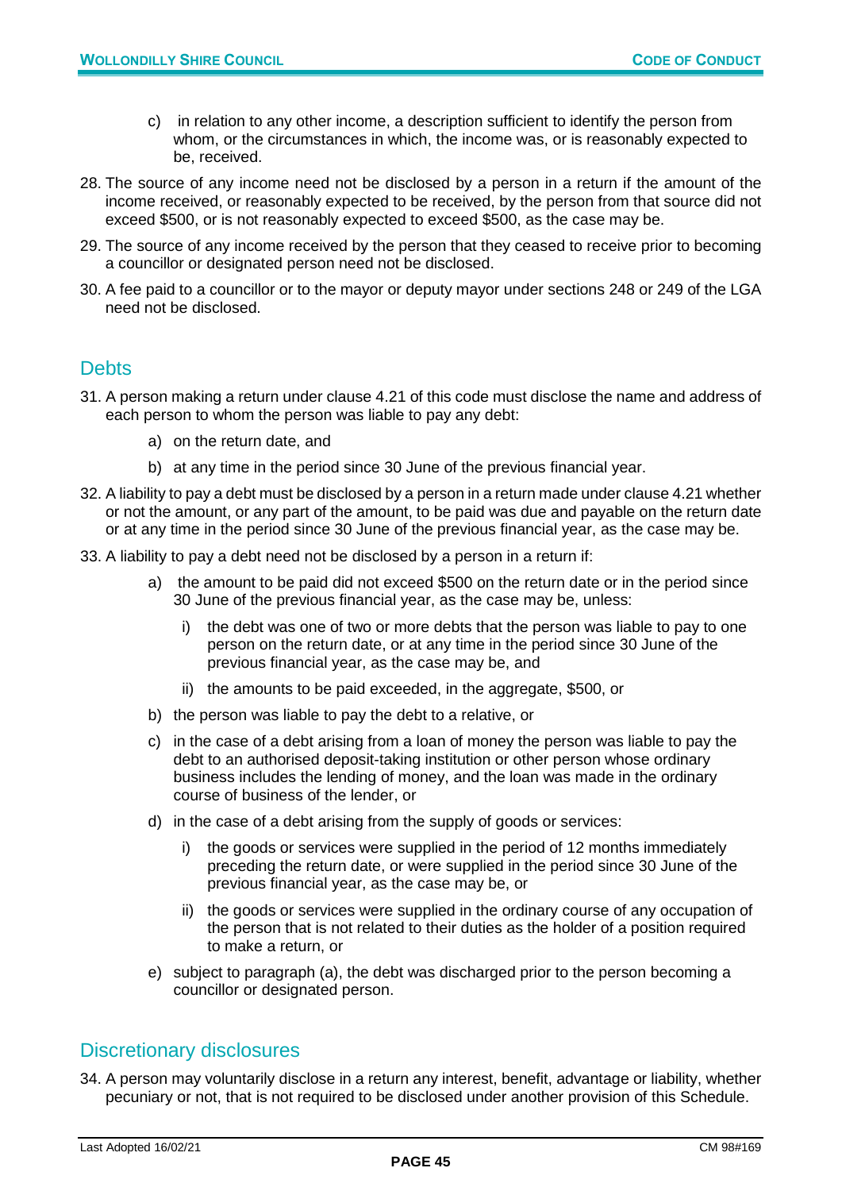c) in relation to any other income, a description sufficient to identify the person from whom, or the circumstances in which, the income was, or is reasonably expected to be, received.

28. The source of any income need not be disclosed by a person in a return if the amount of the income received, or reasonably expected to be received, by the person from that source did not exceed $500, or is not reasonably expected to exceed $500, as the case may be.

29. The source of any income received by the person that they ceased to receive prior to becoming a councillor or designated person need not be disclosed.

30. A fee paid to a councillor or to the mayor or deputy mayor under sections 248 or 249 of the LGA need not be disclosed.

## Debts

31. A person making a return under clause 4.21 of this code must disclose the name and address of each person to whom the person was liable to pay any debt:
    a) on the return date, and
    b) at any time in the period since 30 June of the previous financial year.

32. A liability to pay a debt must be disclosed by a person in a return made under clause 4.21 whether or not the amount, or any part of the amount, to be paid was due and payable on the return date or at any time in the period since 30 June of the previous financial year, as the case may be.

33. A liability to pay a debt need not be disclosed by a person in a return if:
    a) the amount to be paid did not exceed $500 on the return date or in the period since 30 June of the previous financial year, as the case may be, unless:
        i) the debt was one of two or more debts that the person was liable to pay to one person on the return date, or at any time in the period since 30 June of the previous financial year, as the case may be, and
        ii) the amounts to be paid exceeded, in the aggregate, $500, or
    b) the person was liable to pay the debt to a relative, or
    c) in the case of a debt arising from a loan of money the person was liable to pay the debt to an authorised deposit-taking institution or other person whose ordinary business includes the lending of money, and the loan was made in the ordinary course of business of the lender, or
    d) in the case of a debt arising from the supply of goods or services:
        i) the goods or services were supplied in the period of 12 months immediately preceding the return date, or were supplied in the period since 30 June of the previous financial year, as the case may be, or
        ii) the goods or services were supplied in the ordinary course of any occupation of the person that is not related to their duties as the holder of a position required to make a return, or
    e) subject to paragraph (a), the debt was discharged prior to the person becoming a councillor or designated person.

## Discretionary disclosures

34. A person may voluntarily disclose in a return any interest, benefit, advantage or liability, whether pecuniary or not, that is not required to be disclosed under another provision of this Schedule.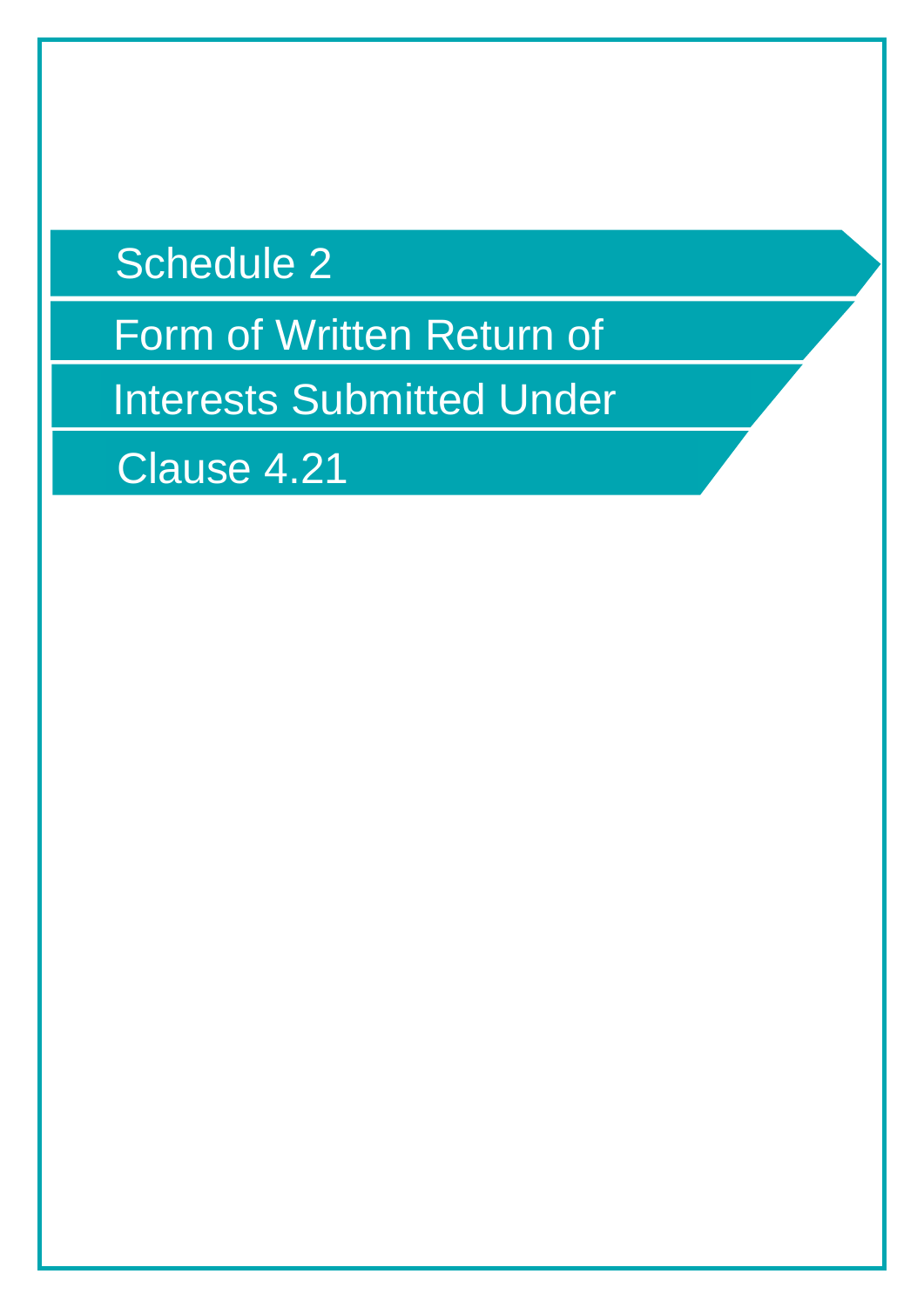# Schedule 2

# Form of Written Return of Interests Submitted Under Clause 4.21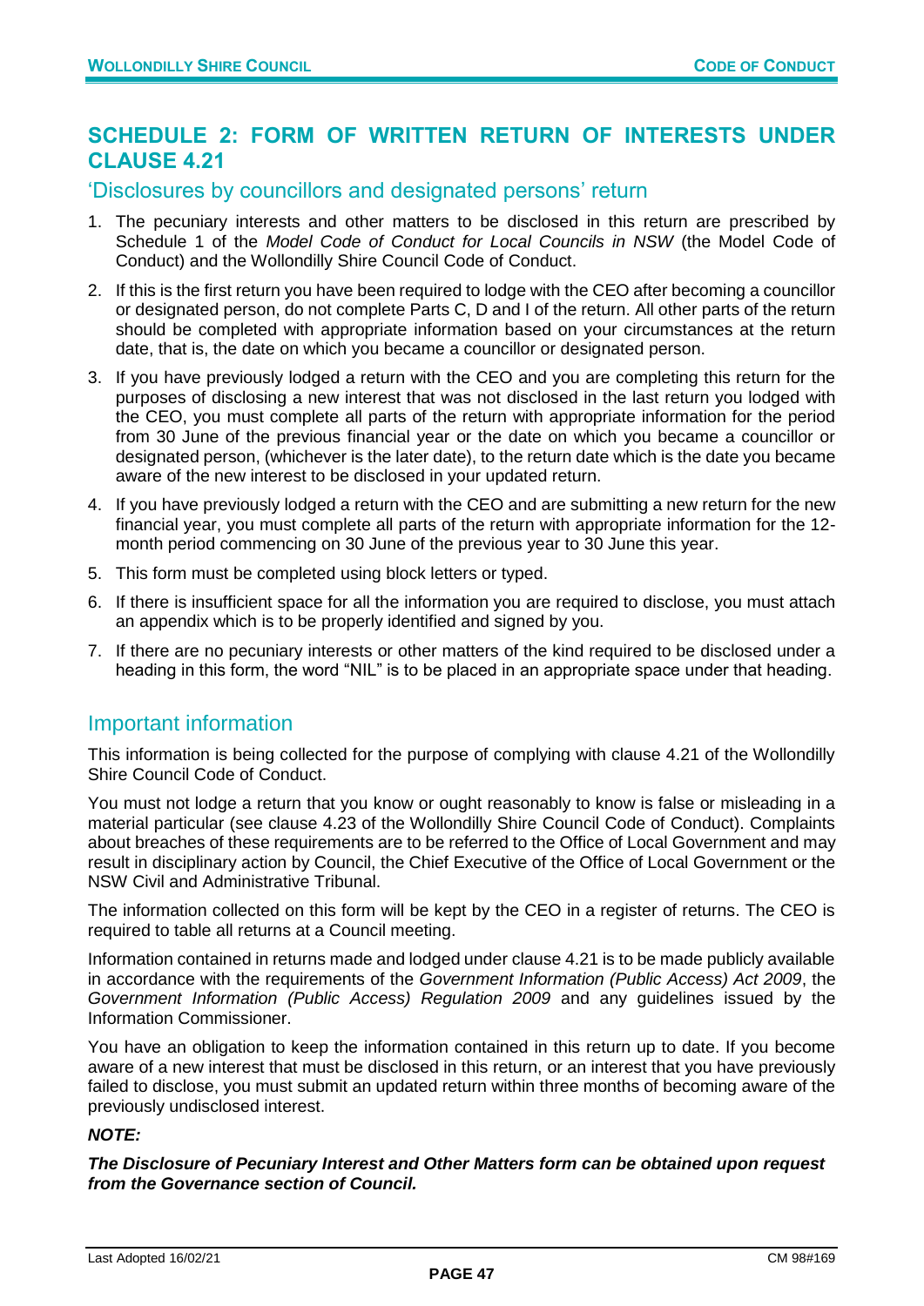## SCHEDULE 2: FORM OF WRITTEN RETURN OF INTERESTS UNDER CLAUSE 4.21

### 'Disclosures by councillors and designated persons' return

1. The pecuniary interests and other matters to be disclosed in this return are prescribed by Schedule 1 of the *Model Code of Conduct for Local Councils in NSW* (the Model Code of Conduct) and the Wollondilly Shire Council Code of Conduct.
2. If this is the first return you have been required to lodge with the CEO after becoming a councillor or designated person, do not complete Parts C, D and I of the return. All other parts of the return should be completed with appropriate information based on your circumstances at the return date, that is, the date on which you became a councillor or designated person.
3. If you have previously lodged a return with the CEO and you are completing this return for the purposes of disclosing a new interest that was not disclosed in the last return you lodged with the CEO, you must complete all parts of the return with appropriate information for the period from 30 June of the previous financial year or the date on which you became a councillor or designated person, (whichever is the later date), to the return date which is the date you became aware of the new interest to be disclosed in your updated return.
4. If you have previously lodged a return with the CEO and are submitting a new return for the new financial year, you must complete all parts of the return with appropriate information for the 12-month period commencing on 30 June of the previous year to 30 June this year.
5. This form must be completed using block letters or typed.
6. If there is insufficient space for all the information you are required to disclose, you must attach an appendix which is to be properly identified and signed by you.
7. If there are no pecuniary interests or other matters of the kind required to be disclosed under a heading in this form, the word "NIL" is to be placed in an appropriate space under that heading.

### Important information

This information is being collected for the purpose of complying with clause 4.21 of the Wollondilly Shire Council Code of Conduct.

You must not lodge a return that you know or ought reasonably to know is false or misleading in a material particular (see clause 4.23 of the Wollondilly Shire Council Code of Conduct). Complaints about breaches of these requirements are to be referred to the Office of Local Government and may result in disciplinary action by Council, the Chief Executive of the Office of Local Government or the NSW Civil and Administrative Tribunal.

The information collected on this form will be kept by the CEO in a register of returns. The CEO is required to table all returns at a Council meeting.

Information contained in returns made and lodged under clause 4.21 is to be made publicly available in accordance with the requirements of the *Government Information (Public Access) Act 2009*, the *Government Information (Public Access) Regulation 2009* and any guidelines issued by the Information Commissioner.

You have an obligation to keep the information contained in this return up to date. If you become aware of a new interest that must be disclosed in this return, or an interest that you have previously failed to disclose, you must submit an updated return within three months of becoming aware of the previously undisclosed interest.

***NOTE:***

***The Disclosure of Pecuniary Interest and Other Matters form can be obtained upon request from the Governance section of Council.***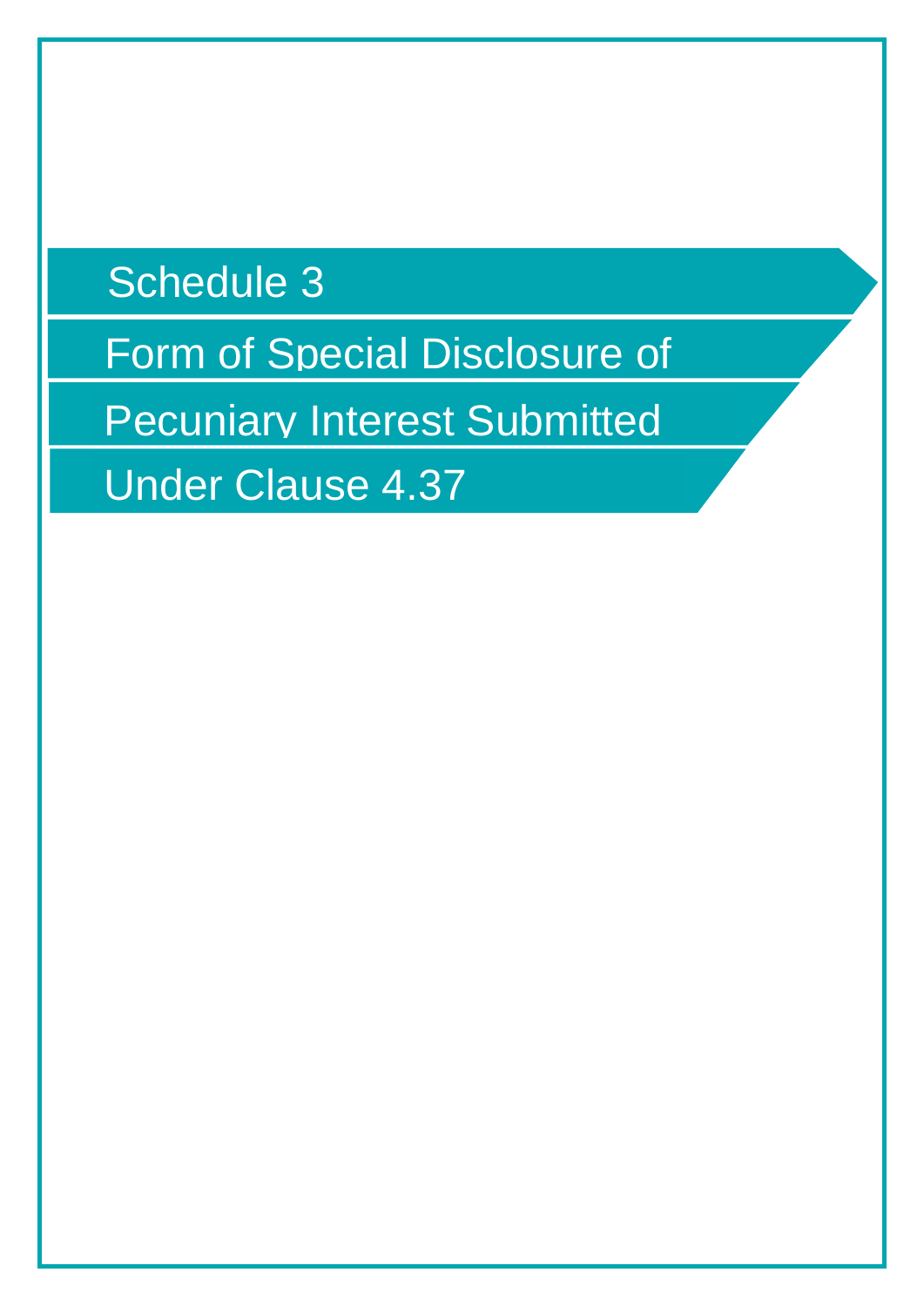# Schedule 3

## Form of Special Disclosure of Pecuniary Interest Submitted Under Clause 4.37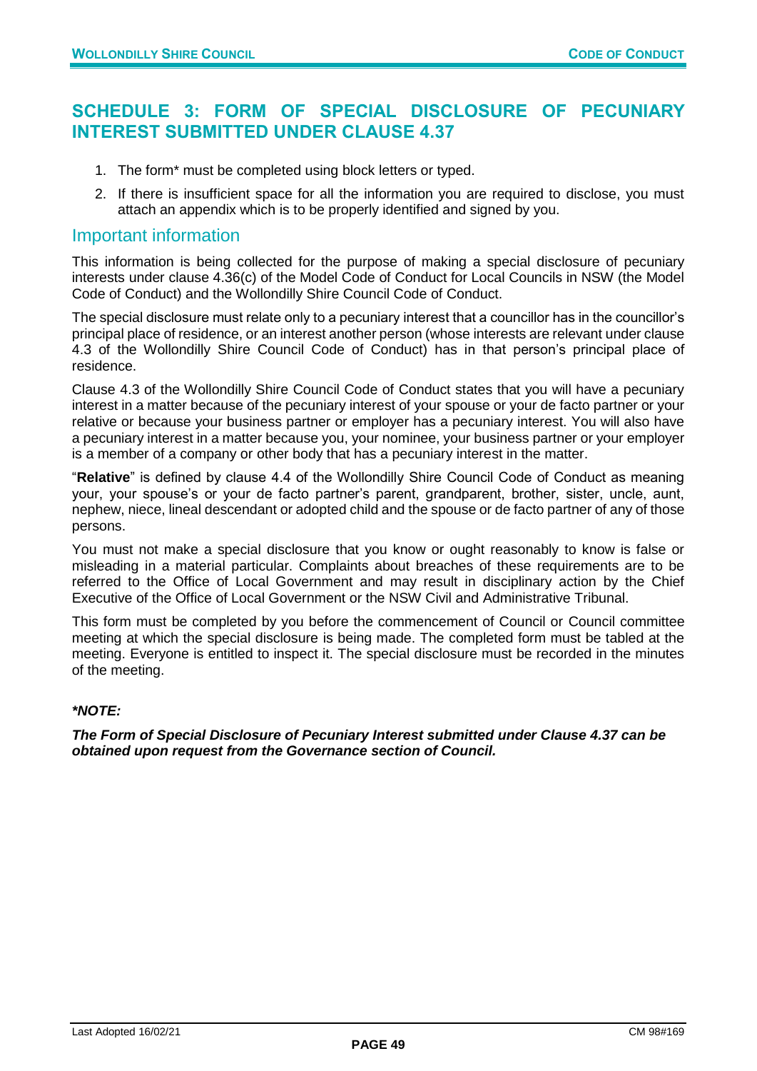## SCHEDULE 3: FORM OF SPECIAL DISCLOSURE OF PECUNIARY INTEREST SUBMITTED UNDER CLAUSE 4.37

1. The form* must be completed using block letters or typed.
2. If there is insufficient space for all the information you are required to disclose, you must attach an appendix which is to be properly identified and signed by you.

### Important information

This information is being collected for the purpose of making a special disclosure of pecuniary interests under clause 4.36(c) of the Model Code of Conduct for Local Councils in NSW (the Model Code of Conduct) and the Wollondilly Shire Council Code of Conduct.

The special disclosure must relate only to a pecuniary interest that a councillor has in the councillor's principal place of residence, or an interest another person (whose interests are relevant under clause 4.3 of the Wollondilly Shire Council Code of Conduct) has in that person's principal place of residence.

Clause 4.3 of the Wollondilly Shire Council Code of Conduct states that you will have a pecuniary interest in a matter because of the pecuniary interest of your spouse or your de facto partner or your relative or because your business partner or employer has a pecuniary interest. You will also have a pecuniary interest in a matter because you, your nominee, your business partner or your employer is a member of a company or other body that has a pecuniary interest in the matter.

"**Relative**" is defined by clause 4.4 of the Wollondilly Shire Council Code of Conduct as meaning your, your spouse's or your de facto partner's parent, grandparent, brother, sister, uncle, aunt, nephew, niece, lineal descendant or adopted child and the spouse or de facto partner of any of those persons.

You must not make a special disclosure that you know or ought reasonably to know is false or misleading in a material particular. Complaints about breaches of these requirements are to be referred to the Office of Local Government and may result in disciplinary action by the Chief Executive of the Office of Local Government or the NSW Civil and Administrative Tribunal.

This form must be completed by you before the commencement of Council or Council committee meeting at which the special disclosure is being made. The completed form must be tabled at the meeting. Everyone is entitled to inspect it. The special disclosure must be recorded in the minutes of the meeting.

***NOTE:***

***The Form of Special Disclosure of Pecuniary Interest submitted under Clause 4.37 can be obtained upon request from the Governance section of Council.***